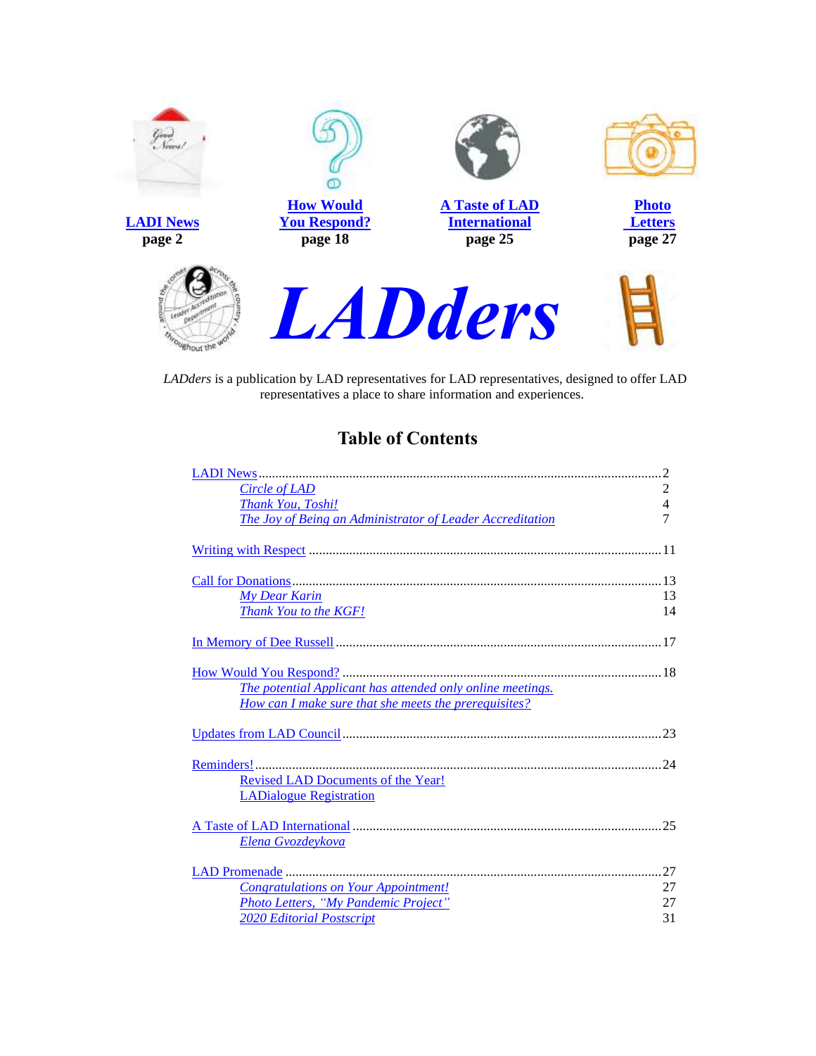**LADI News**
page 2

**How Would You Respond?**
page 18

**A Taste of LAD International**
page 25

**Photo Letters**
page 27

# *LADders*

*LADders* is a publication by LAD representatives for LAD representatives, designed to offer LAD representatives a place to share information and experiences.

## Table of Contents

LADI News .......... 2
- *Circle of LAD* 2
- *Thank You, Toshi!* 4
- *The Joy of Being an Administrator of Leader Accreditation* 7

Writing with Respect .......... 11

Call for Donations .......... 13
- *My Dear Karin* 13
- *Thank You to the KGF!* 14

In Memory of Dee Russell .......... 17

How Would You Respond? .......... 18
- *The potential Applicant has attended only online meetings.*
- *How can I make sure that she meets the prerequisites?*

Updates from LAD Council .......... 23

Reminders! .......... 24
- Revised LAD Documents of the Year!
- LADialogue Registration

A Taste of LAD International .......... 25
- *Elena Gvozdeykova*

LAD Promenade .......... 27
- *Congratulations on Your Appointment!* 27
- *Photo Letters, "My Pandemic Project"* 27
- *2020 Editorial Postscript* 31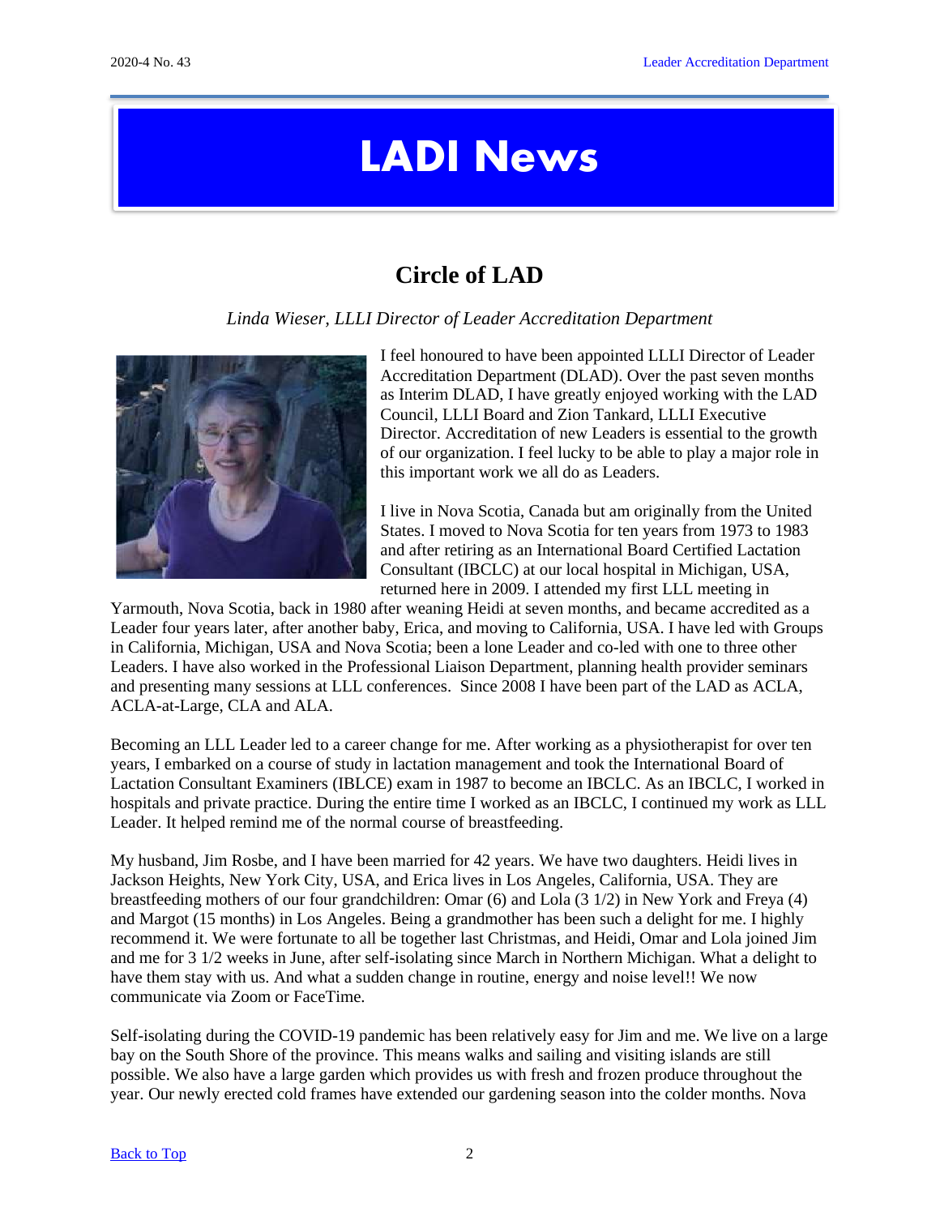# LADI News

## Circle of LAD

*Linda Wieser, LLLI Director of Leader Accreditation Department*

I feel honoured to have been appointed LLLI Director of Leader Accreditation Department (DLAD). Over the past seven months as Interim DLAD, I have greatly enjoyed working with the LAD Council, LLLI Board and Zion Tankard, LLLI Executive Director. Accreditation of new Leaders is essential to the growth of our organization. I feel lucky to be able to play a major role in this important work we all do as Leaders.

I live in Nova Scotia, Canada but am originally from the United States. I moved to Nova Scotia for ten years from 1973 to 1983 and after retiring as an International Board Certified Lactation Consultant (IBCLC) at our local hospital in Michigan, USA, returned here in 2009. I attended my first LLL meeting in Yarmouth, Nova Scotia, back in 1980 after weaning Heidi at seven months, and became accredited as a Leader four years later, after another baby, Erica, and moving to California, USA. I have led with Groups in California, Michigan, USA and Nova Scotia; been a lone Leader and co-led with one to three other Leaders. I have also worked in the Professional Liaison Department, planning health provider seminars and presenting many sessions at LLL conferences. Since 2008 I have been part of the LAD as ACLA, ACLA-at-Large, CLA and ALA.

Becoming an LLL Leader led to a career change for me. After working as a physiotherapist for over ten years, I embarked on a course of study in lactation management and took the International Board of Lactation Consultant Examiners (IBLCE) exam in 1987 to become an IBCLC. As an IBCLC, I worked in hospitals and private practice. During the entire time I worked as an IBCLC, I continued my work as LLL Leader. It helped remind me of the normal course of breastfeeding.

My husband, Jim Rosbe, and I have been married for 42 years. We have two daughters. Heidi lives in Jackson Heights, New York City, USA, and Erica lives in Los Angeles, California, USA. They are breastfeeding mothers of our four grandchildren: Omar (6) and Lola (3 1/2) in New York and Freya (4) and Margot (15 months) in Los Angeles. Being a grandmother has been such a delight for me. I highly recommend it. We were fortunate to all be together last Christmas, and Heidi, Omar and Lola joined Jim and me for 3 1/2 weeks in June, after self-isolating since March in Northern Michigan. What a delight to have them stay with us. And what a sudden change in routine, energy and noise level!! We now communicate via Zoom or FaceTime.

Self-isolating during the COVID-19 pandemic has been relatively easy for Jim and me. We live on a large bay on the South Shore of the province. This means walks and sailing and visiting islands are still possible. We also have a large garden which provides us with fresh and frozen produce throughout the year. Our newly erected cold frames have extended our gardening season into the colder months. Nova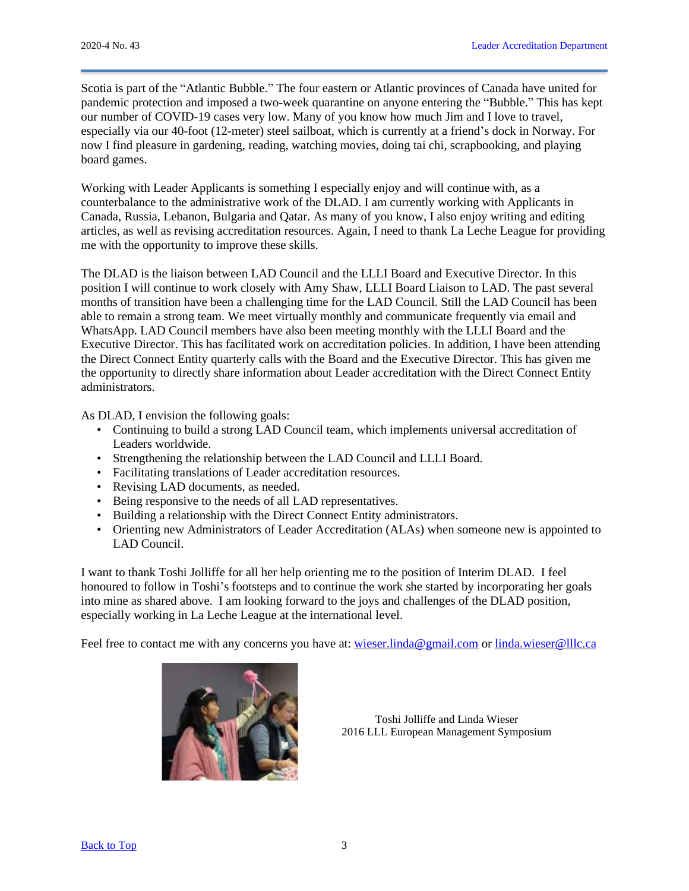Scotia is part of the "Atlantic Bubble." The four eastern or Atlantic provinces of Canada have united for pandemic protection and imposed a two-week quarantine on anyone entering the "Bubble." This has kept our number of COVID-19 cases very low. Many of you know how much Jim and I love to travel, especially via our 40-foot (12-meter) steel sailboat, which is currently at a friend's dock in Norway. For now I find pleasure in gardening, reading, watching movies, doing tai chi, scrapbooking, and playing board games.

Working with Leader Applicants is something I especially enjoy and will continue with, as a counterbalance to the administrative work of the DLAD. I am currently working with Applicants in Canada, Russia, Lebanon, Bulgaria and Qatar. As many of you know, I also enjoy writing and editing articles, as well as revising accreditation resources. Again, I need to thank La Leche League for providing me with the opportunity to improve these skills.

The DLAD is the liaison between LAD Council and the LLLI Board and Executive Director. In this position I will continue to work closely with Amy Shaw, LLLI Board Liaison to LAD. The past several months of transition have been a challenging time for the LAD Council. Still the LAD Council has been able to remain a strong team. We meet virtually monthly and communicate frequently via email and WhatsApp. LAD Council members have also been meeting monthly with the LLLI Board and the Executive Director. This has facilitated work on accreditation policies. In addition, I have been attending the Direct Connect Entity quarterly calls with the Board and the Executive Director. This has given me the opportunity to directly share information about Leader accreditation with the Direct Connect Entity administrators.

As DLAD, I envision the following goals:

- Continuing to build a strong LAD Council team, which implements universal accreditation of Leaders worldwide.
- Strengthening the relationship between the LAD Council and LLLI Board.
- Facilitating translations of Leader accreditation resources.
- Revising LAD documents, as needed.
- Being responsive to the needs of all LAD representatives.
- Building a relationship with the Direct Connect Entity administrators.
- Orienting new Administrators of Leader Accreditation (ALAs) when someone new is appointed to LAD Council.

I want to thank Toshi Jolliffe for all her help orienting me to the position of Interim DLAD. I feel honoured to follow in Toshi's footsteps and to continue the work she started by incorporating her goals into mine as shared above. I am looking forward to the joys and challenges of the DLAD position, especially working in La Leche League at the international level.

Feel free to contact me with any concerns you have at: wieser.linda@gmail.com or linda.wieser@lllc.ca

Toshi Jolliffe and Linda Wieser
2016 LLL European Management Symposium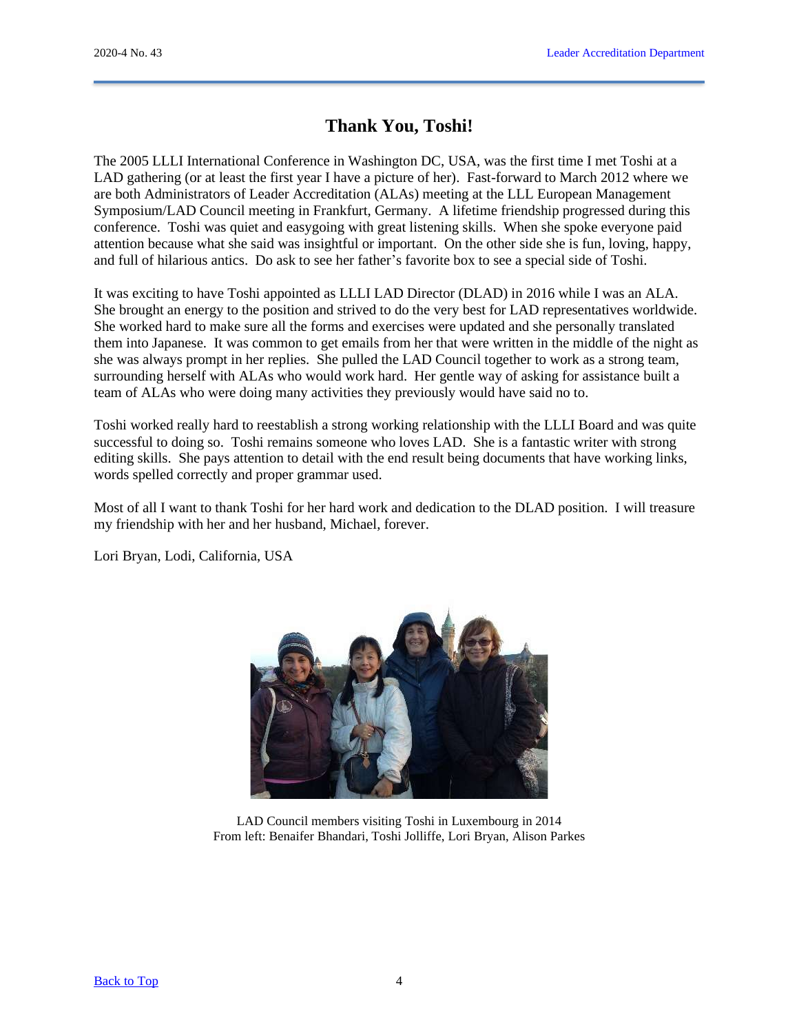# Thank You, Toshi!

The 2005 LLLI International Conference in Washington DC, USA, was the first time I met Toshi at a LAD gathering (or at least the first year I have a picture of her). Fast-forward to March 2012 where we are both Administrators of Leader Accreditation (ALAs) meeting at the LLL European Management Symposium/LAD Council meeting in Frankfurt, Germany. A lifetime friendship progressed during this conference. Toshi was quiet and easygoing with great listening skills. When she spoke everyone paid attention because what she said was insightful or important. On the other side she is fun, loving, happy, and full of hilarious antics. Do ask to see her father's favorite box to see a special side of Toshi.

It was exciting to have Toshi appointed as LLLI LAD Director (DLAD) in 2016 while I was an ALA. She brought an energy to the position and strived to do the very best for LAD representatives worldwide. She worked hard to make sure all the forms and exercises were updated and she personally translated them into Japanese. It was common to get emails from her that were written in the middle of the night as she was always prompt in her replies. She pulled the LAD Council together to work as a strong team, surrounding herself with ALAs who would work hard. Her gentle way of asking for assistance built a team of ALAs who were doing many activities they previously would have said no to.

Toshi worked really hard to reestablish a strong working relationship with the LLLI Board and was quite successful to doing so. Toshi remains someone who loves LAD. She is a fantastic writer with strong editing skills. She pays attention to detail with the end result being documents that have working links, words spelled correctly and proper grammar used.

Most of all I want to thank Toshi for her hard work and dedication to the DLAD position. I will treasure my friendship with her and her husband, Michael, forever.

Lori Bryan, Lodi, California, USA

LAD Council members visiting Toshi in Luxembourg in 2014
From left: Benaifer Bhandari, Toshi Jolliffe, Lori Bryan, Alison Parkes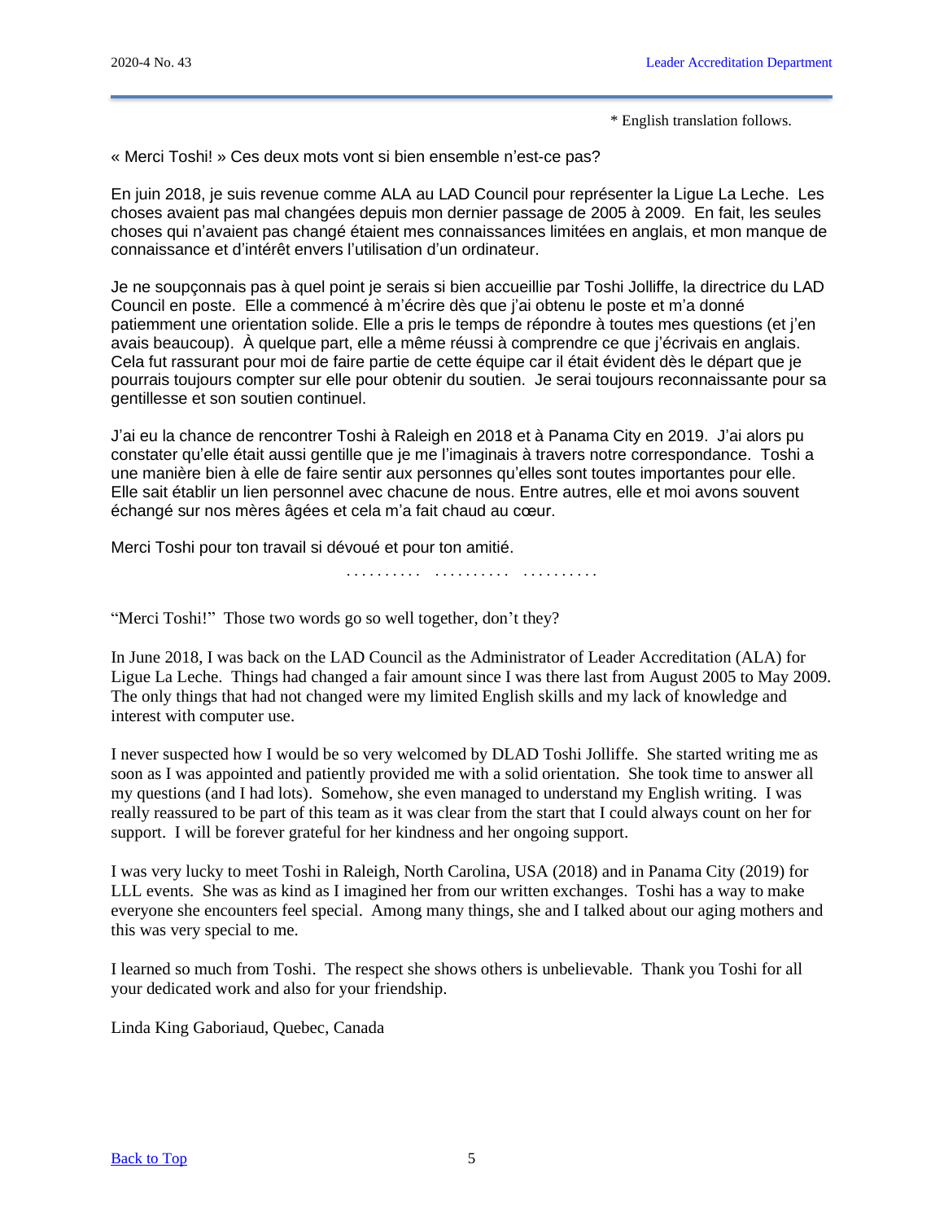\* English translation follows.

« Merci Toshi! » Ces deux mots vont si bien ensemble n'est-ce pas?

En juin 2018, je suis revenue comme ALA au LAD Council pour représenter la Ligue La Leche. Les choses avaient pas mal changées depuis mon dernier passage de 2005 à 2009. En fait, les seules choses qui n'avaient pas changé étaient mes connaissances limitées en anglais, et mon manque de connaissance et d'intérêt envers l'utilisation d'un ordinateur.

Je ne soupçonnais pas à quel point je serais si bien accueillie par Toshi Jolliffe, la directrice du LAD Council en poste. Elle a commencé à m'écrire dès que j'ai obtenu le poste et m'a donné patiemment une orientation solide. Elle a pris le temps de répondre à toutes mes questions (et j'en avais beaucoup). À quelque part, elle a même réussi à comprendre ce que j'écrivais en anglais. Cela fut rassurant pour moi de faire partie de cette équipe car il était évident dès le départ que je pourrais toujours compter sur elle pour obtenir du soutien. Je serai toujours reconnaissante pour sa gentillesse et son soutien continuel.

J'ai eu la chance de rencontrer Toshi à Raleigh en 2018 et à Panama City en 2019. J'ai alors pu constater qu'elle était aussi gentille que je me l'imaginais à travers notre correspondance. Toshi a une manière bien à elle de faire sentir aux personnes qu'elles sont toutes importantes pour elle. Elle sait établir un lien personnel avec chacune de nous. Entre autres, elle et moi avons souvent échangé sur nos mères âgées et cela m'a fait chaud au cœur.

Merci Toshi pour ton travail si dévoué et pour ton amitié.

.......... .......... ..........

"Merci Toshi!" Those two words go so well together, don't they?

In June 2018, I was back on the LAD Council as the Administrator of Leader Accreditation (ALA) for Ligue La Leche. Things had changed a fair amount since I was there last from August 2005 to May 2009. The only things that had not changed were my limited English skills and my lack of knowledge and interest with computer use.

I never suspected how I would be so very welcomed by DLAD Toshi Jolliffe. She started writing me as soon as I was appointed and patiently provided me with a solid orientation. She took time to answer all my questions (and I had lots). Somehow, she even managed to understand my English writing. I was really reassured to be part of this team as it was clear from the start that I could always count on her for support. I will be forever grateful for her kindness and her ongoing support.

I was very lucky to meet Toshi in Raleigh, North Carolina, USA (2018) and in Panama City (2019) for LLL events. She was as kind as I imagined her from our written exchanges. Toshi has a way to make everyone she encounters feel special. Among many things, she and I talked about our aging mothers and this was very special to me.

I learned so much from Toshi. The respect she shows others is unbelievable. Thank you Toshi for all your dedicated work and also for your friendship.

Linda King Gaboriaud, Quebec, Canada

[Back to Top]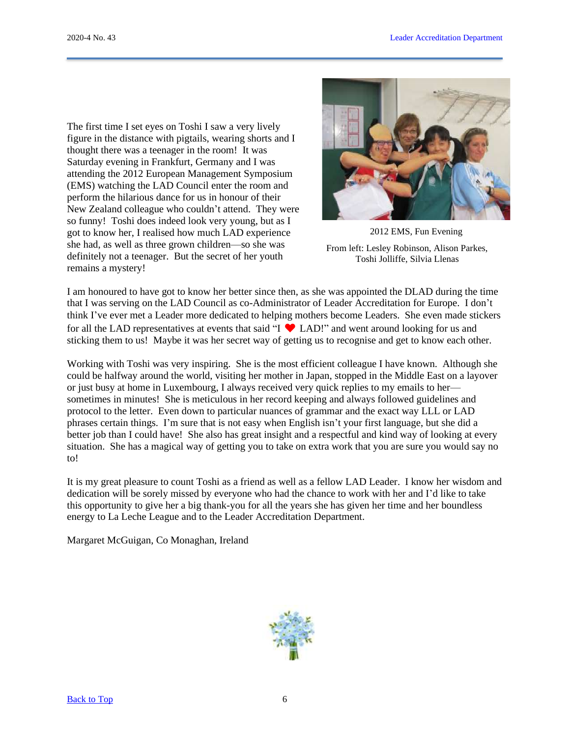The first time I set eyes on Toshi I saw a very lively figure in the distance with pigtails, wearing shorts and I thought there was a teenager in the room! It was Saturday evening in Frankfurt, Germany and I was attending the 2012 European Management Symposium (EMS) watching the LAD Council enter the room and perform the hilarious dance for us in honour of their New Zealand colleague who couldn't attend. They were so funny! Toshi does indeed look very young, but as I got to know her, I realised how much LAD experience she had, as well as three grown children—so she was definitely not a teenager. But the secret of her youth remains a mystery!

2012 EMS, Fun Evening

From left: Lesley Robinson, Alison Parkes, Toshi Jolliffe, Silvia Llenas

I am honoured to have got to know her better since then, as she was appointed the DLAD during the time that I was serving on the LAD Council as co-Administrator of Leader Accreditation for Europe. I don't think I've ever met a Leader more dedicated to helping mothers become Leaders. She even made stickers for all the LAD representatives at events that said "I ❤ LAD!" and went around looking for us and sticking them to us! Maybe it was her secret way of getting us to recognise and get to know each other.

Working with Toshi was very inspiring. She is the most efficient colleague I have known. Although she could be halfway around the world, visiting her mother in Japan, stopped in the Middle East on a layover or just busy at home in Luxembourg, I always received very quick replies to my emails to her—sometimes in minutes! She is meticulous in her record keeping and always followed guidelines and protocol to the letter. Even down to particular nuances of grammar and the exact way LLL or LAD phrases certain things. I'm sure that is not easy when English isn't your first language, but she did a better job than I could have! She also has great insight and a respectful and kind way of looking at every situation. She has a magical way of getting you to take on extra work that you are sure you would say no to!

It is my great pleasure to count Toshi as a friend as well as a fellow LAD Leader. I know her wisdom and dedication will be sorely missed by everyone who had the chance to work with her and I'd like to take this opportunity to give her a big thank-you for all the years she has given her time and her boundless energy to La Leche League and to the Leader Accreditation Department.

Margaret McGuigan, Co Monaghan, Ireland

[Back to Top]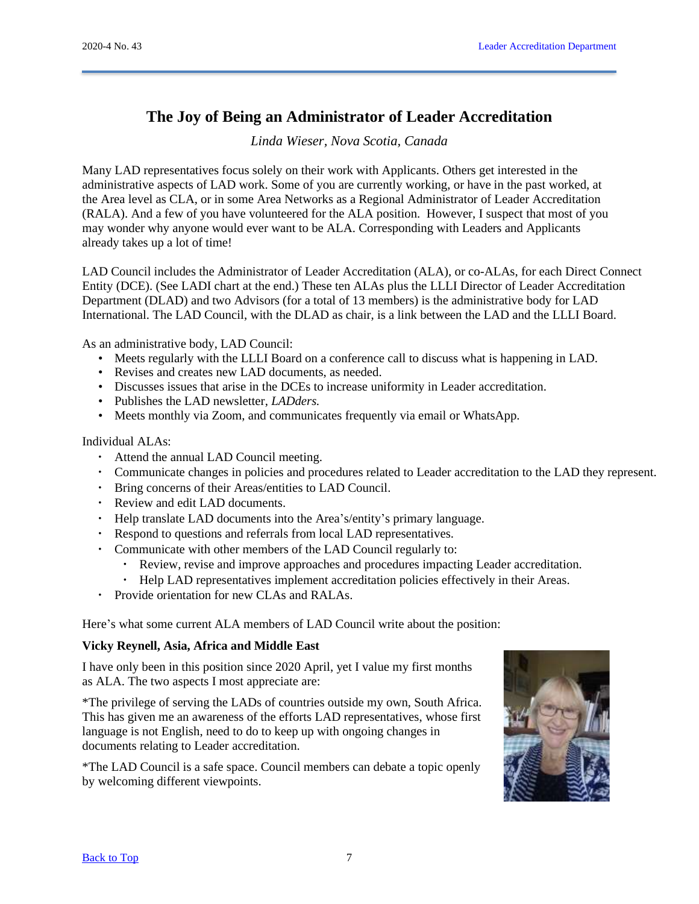# The Joy of Being an Administrator of Leader Accreditation

*Linda Wieser, Nova Scotia, Canada*

Many LAD representatives focus solely on their work with Applicants. Others get interested in the administrative aspects of LAD work. Some of you are currently working, or have in the past worked, at the Area level as CLA, or in some Area Networks as a Regional Administrator of Leader Accreditation (RALA). And a few of you have volunteered for the ALA position. However, I suspect that most of you may wonder why anyone would ever want to be ALA. Corresponding with Leaders and Applicants already takes up a lot of time!

LAD Council includes the Administrator of Leader Accreditation (ALA), or co-ALAs, for each Direct Connect Entity (DCE). (See LADI chart at the end.) These ten ALAs plus the LLLI Director of Leader Accreditation Department (DLAD) and two Advisors (for a total of 13 members) is the administrative body for LAD International. The LAD Council, with the DLAD as chair, is a link between the LAD and the LLLI Board.

As an administrative body, LAD Council:

- Meets regularly with the LLLI Board on a conference call to discuss what is happening in LAD.
- Revises and creates new LAD documents, as needed.
- Discusses issues that arise in the DCEs to increase uniformity in Leader accreditation.
- Publishes the LAD newsletter, *LADders.*
- Meets monthly via Zoom, and communicates frequently via email or WhatsApp.

Individual ALAs:

- Attend the annual LAD Council meeting.
- Communicate changes in policies and procedures related to Leader accreditation to the LAD they represent.
- Bring concerns of their Areas/entities to LAD Council.
- Review and edit LAD documents.
- Help translate LAD documents into the Area's/entity's primary language.
- Respond to questions and referrals from local LAD representatives.
- Communicate with other members of the LAD Council regularly to:
  - Review, revise and improve approaches and procedures impacting Leader accreditation.
  - Help LAD representatives implement accreditation policies effectively in their Areas.
- Provide orientation for new CLAs and RALAs.

Here's what some current ALA members of LAD Council write about the position:

**Vicky Reynell, Asia, Africa and Middle East**

I have only been in this position since 2020 April, yet I value my first months as ALA. The two aspects I most appreciate are:

*The privilege of serving the LADs of countries outside my own, South Africa. This has given me an awareness of the efforts LAD representatives, whose first language is not English, need to do to keep up with ongoing changes in documents relating to Leader accreditation.

*The LAD Council is a safe space. Council members can debate a topic openly by welcoming different viewpoints.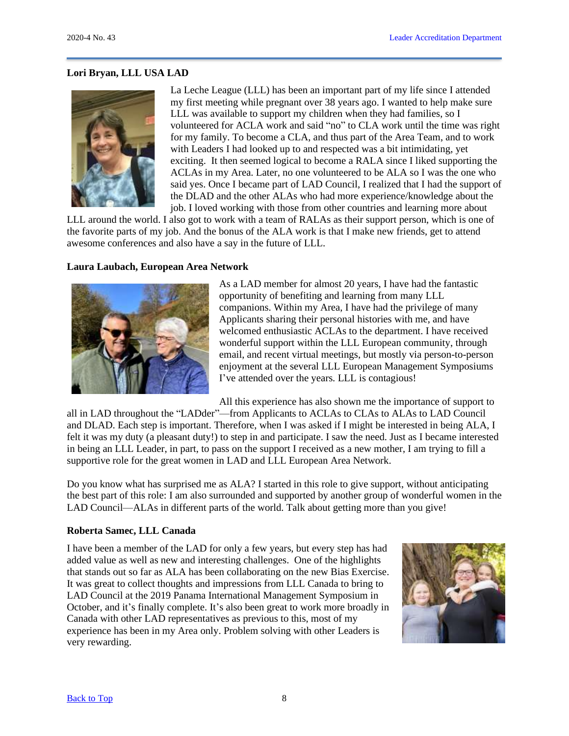**Lori Bryan, LLL USA LAD**

La Leche League (LLL) has been an important part of my life since I attended my first meeting while pregnant over 38 years ago. I wanted to help make sure LLL was available to support my children when they had families, so I volunteered for ACLA work and said "no" to CLA work until the time was right for my family. To become a CLA, and thus part of the Area Team, and to work with Leaders I had looked up to and respected was a bit intimidating, yet exciting. It then seemed logical to become a RALA since I liked supporting the ACLAs in my Area. Later, no one volunteered to be ALA so I was the one who said yes. Once I became part of LAD Council, I realized that I had the support of the DLAD and the other ALAs who had more experience/knowledge about the job. I loved working with those from other countries and learning more about LLL around the world. I also got to work with a team of RALAs as their support person, which is one of the favorite parts of my job. And the bonus of the ALA work is that I make new friends, get to attend awesome conferences and also have a say in the future of LLL.

**Laura Laubach, European Area Network**

As a LAD member for almost 20 years, I have had the fantastic opportunity of benefiting and learning from many LLL companions. Within my Area, I have had the privilege of many Applicants sharing their personal histories with me, and have welcomed enthusiastic ACLAs to the department. I have received wonderful support within the LLL European community, through email, and recent virtual meetings, but mostly via person-to-person enjoyment at the several LLL European Management Symposiums I've attended over the years. LLL is contagious!

All this experience has also shown me the importance of support to all in LAD throughout the "LADder"—from Applicants to ACLAs to CLAs to ALAs to LAD Council and DLAD. Each step is important. Therefore, when I was asked if I might be interested in being ALA, I felt it was my duty (a pleasant duty!) to step in and participate. I saw the need. Just as I became interested in being an LLL Leader, in part, to pass on the support I received as a new mother, I am trying to fill a supportive role for the great women in LAD and LLL European Area Network.

Do you know what has surprised me as ALA? I started in this role to give support, without anticipating the best part of this role: I am also surrounded and supported by another group of wonderful women in the LAD Council—ALAs in different parts of the world. Talk about getting more than you give!

**Roberta Samec, LLL Canada**

I have been a member of the LAD for only a few years, but every step has had added value as well as new and interesting challenges. One of the highlights that stands out so far as ALA has been collaborating on the new Bias Exercise. It was great to collect thoughts and impressions from LLL Canada to bring to LAD Council at the 2019 Panama International Management Symposium in October, and it's finally complete. It's also been great to work more broadly in Canada with other LAD representatives as previous to this, most of my experience has been in my Area only. Problem solving with other Leaders is very rewarding.

[Back to Top]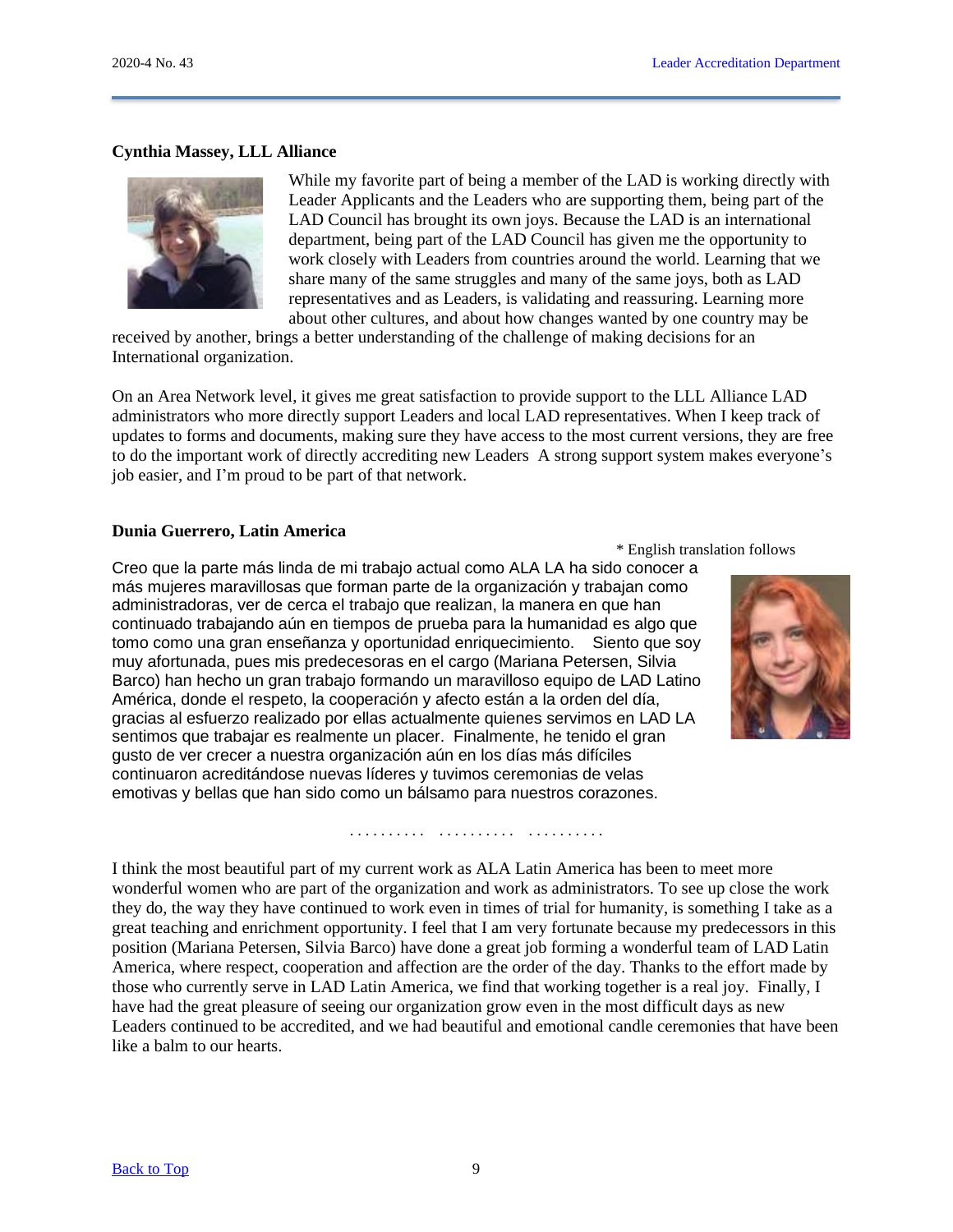**Cynthia Massey, LLL Alliance**

While my favorite part of being a member of the LAD is working directly with Leader Applicants and the Leaders who are supporting them, being part of the LAD Council has brought its own joys. Because the LAD is an international department, being part of the LAD Council has given me the opportunity to work closely with Leaders from countries around the world. Learning that we share many of the same struggles and many of the same joys, both as LAD representatives and as Leaders, is validating and reassuring. Learning more about other cultures, and about how changes wanted by one country may be received by another, brings a better understanding of the challenge of making decisions for an International organization.

On an Area Network level, it gives me great satisfaction to provide support to the LLL Alliance LAD administrators who more directly support Leaders and local LAD representatives. When I keep track of updates to forms and documents, making sure they have access to the most current versions, they are free to do the important work of directly accrediting new Leaders A strong support system makes everyone's job easier, and I'm proud to be part of that network.

**Dunia Guerrero, Latin America**

\* English translation follows

Creo que la parte más linda de mi trabajo actual como ALA LA ha sido conocer a más mujeres maravillosas que forman parte de la organización y trabajan como administradoras, ver de cerca el trabajo que realizan, la manera en que han continuado trabajando aún en tiempos de prueba para la humanidad es algo que tomo como una gran enseñanza y oportunidad enriquecimiento. Siento que soy muy afortunada, pues mis predecesoras en el cargo (Mariana Petersen, Silvia Barco) han hecho un gran trabajo formando un maravilloso equipo de LAD Latino América, donde el respeto, la cooperación y afecto están a la orden del día, gracias al esfuerzo realizado por ellas actualmente quienes servimos en LAD LA sentimos que trabajar es realmente un placer. Finalmente, he tenido el gran gusto de ver crecer a nuestra organización aún en los días más difíciles continuaron acreditándose nuevas líderes y tuvimos ceremonias de velas emotivas y bellas que han sido como un bálsamo para nuestros corazones.

. . . . . . . . . .   . . . . . . . . . .   . . . . . . . . . .

I think the most beautiful part of my current work as ALA Latin America has been to meet more wonderful women who are part of the organization and work as administrators. To see up close the work they do, the way they have continued to work even in times of trial for humanity, is something I take as a great teaching and enrichment opportunity. I feel that I am very fortunate because my predecessors in this position (Mariana Petersen, Silvia Barco) have done a great job forming a wonderful team of LAD Latin America, where respect, cooperation and affection are the order of the day. Thanks to the effort made by those who currently serve in LAD Latin America, we find that working together is a real joy. Finally, I have had the great pleasure of seeing our organization grow even in the most difficult days as new Leaders continued to be accredited, and we had beautiful and emotional candle ceremonies that have been like a balm to our hearts.

Back to Top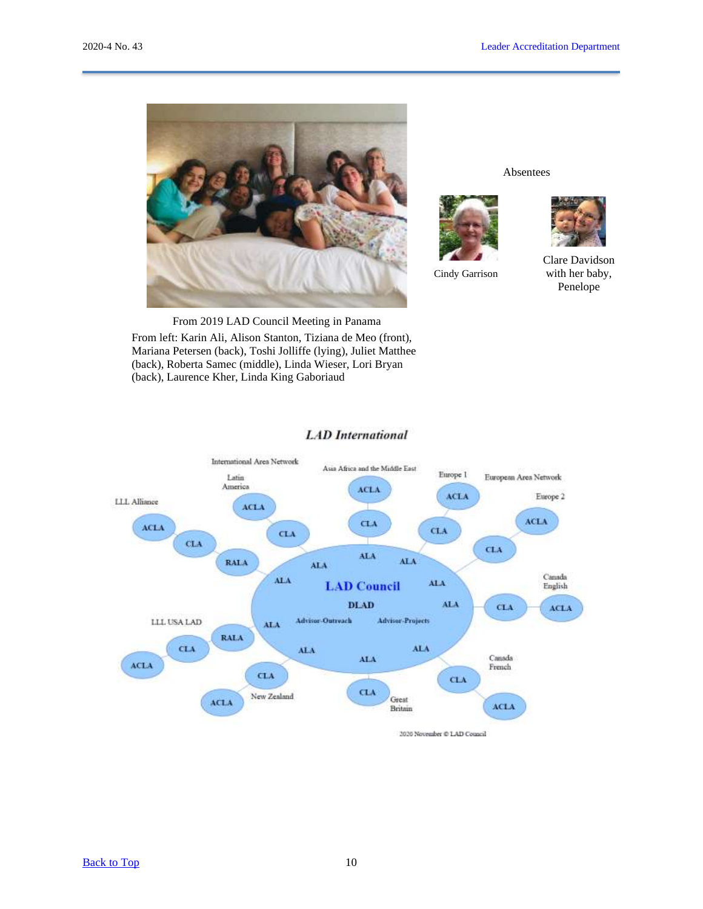From 2019 LAD Council Meeting in Panama

From left: Karin Ali, Alison Stanton, Tiziana de Meo (front), Mariana Petersen (back), Toshi Jolliffe (lying), Juliet Matthee (back), Roberta Samec (middle), Linda Wieser, Lori Bryan (back), Laurence Kher, Linda King Gaboriaud

Absentees

Cindy Garrison

Clare Davidson with her baby, Penelope

*LAD International*

International Area Network

Latin America

Asia Africa and the Middle East

Europe 1

European Area Network

Europe 2

LLL Alliance

Canada English

LLL USA LAD

Canada French

New Zealand

Great Britain

LAD Council

DLAD

Advisor-Outreach

Advisor-Projects

ACLA CLA RALA ALA

2020 November © LAD Council

[Back to Top]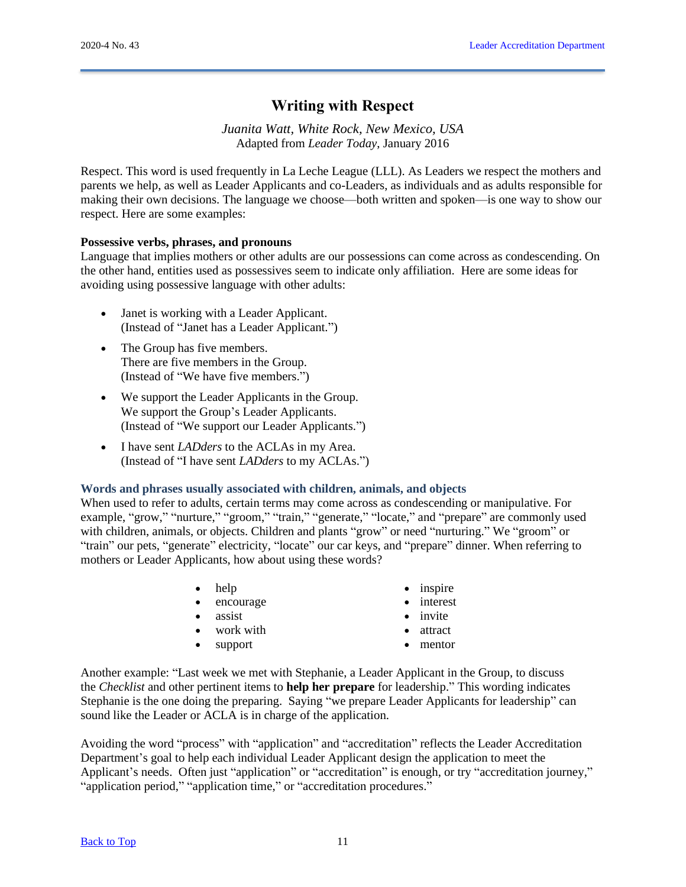# Writing with Respect

*Juanita Watt, White Rock, New Mexico, USA*
Adapted from *Leader Today*, January 2016

Respect. This word is used frequently in La Leche League (LLL). As Leaders we respect the mothers and parents we help, as well as Leader Applicants and co-Leaders, as individuals and as adults responsible for making their own decisions. The language we choose—both written and spoken—is one way to show our respect. Here are some examples:

**Possessive verbs, phrases, and pronouns**
Language that implies mothers or other adults are our possessions can come across as condescending. On the other hand, entities used as possessives seem to indicate only affiliation. Here are some ideas for avoiding using possessive language with other adults:

- Janet is working with a Leader Applicant.
  (Instead of "Janet has a Leader Applicant.")
- The Group has five members.
  There are five members in the Group.
  (Instead of "We have five members.")
- We support the Leader Applicants in the Group.
  We support the Group's Leader Applicants.
  (Instead of "We support our Leader Applicants.")
- I have sent *LADders* to the ACLAs in my Area.
  (Instead of "I have sent *LADders* to my ACLAs.")

**Words and phrases usually associated with children, animals, and objects**
When used to refer to adults, certain terms may come across as condescending or manipulative. For example, "grow," "nurture," "groom," "train," "generate," "locate," and "prepare" are commonly used with children, animals, or objects. Children and plants "grow" or need "nurturing." We "groom" or "train" our pets, "generate" electricity, "locate" our car keys, and "prepare" dinner. When referring to mothers or Leader Applicants, how about using these words?

- help
- encourage
- assist
- work with
- support
- inspire
- interest
- invite
- attract
- mentor

Another example: "Last week we met with Stephanie, a Leader Applicant in the Group, to discuss the *Checklist* and other pertinent items to **help her prepare** for leadership." This wording indicates Stephanie is the one doing the preparing. Saying "we prepare Leader Applicants for leadership" can sound like the Leader or ACLA is in charge of the application.

Avoiding the word "process" with "application" and "accreditation" reflects the Leader Accreditation Department's goal to help each individual Leader Applicant design the application to meet the Applicant's needs. Often just "application" or "accreditation" is enough, or try "accreditation journey," "application period," "application time," or "accreditation procedures."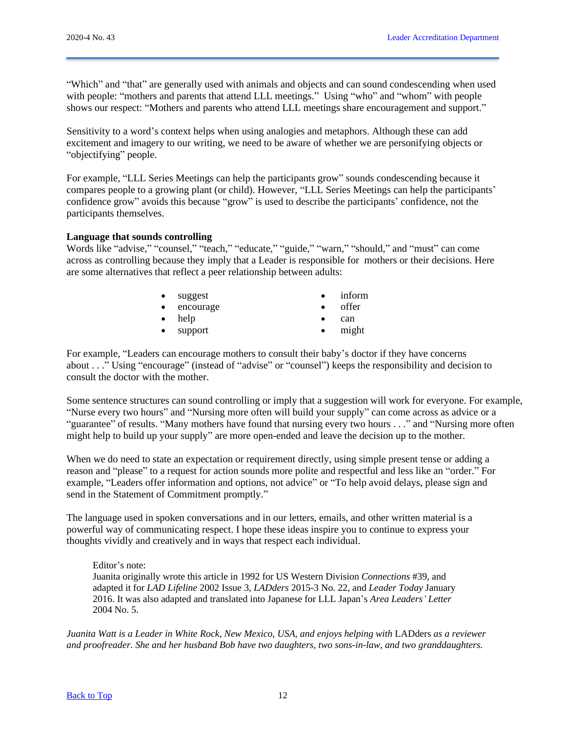"Which" and "that" are generally used with animals and objects and can sound condescending when used with people: "mothers and parents that attend LLL meetings." Using "who" and "whom" with people shows our respect: "Mothers and parents who attend LLL meetings share encouragement and support."

Sensitivity to a word's context helps when using analogies and metaphors. Although these can add excitement and imagery to our writing, we need to be aware of whether we are personifying objects or "objectifying" people.

For example, "LLL Series Meetings can help the participants grow" sounds condescending because it compares people to a growing plant (or child). However, "LLL Series Meetings can help the participants' confidence grow" avoids this because "grow" is used to describe the participants' confidence, not the participants themselves.

**Language that sounds controlling**

Words like "advise," "counsel," "teach," "educate," "guide," "warn," "should," and "must" can come across as controlling because they imply that a Leader is responsible for mothers or their decisions. Here are some alternatives that reflect a peer relationship between adults:

- suggest
- encourage
- help
- support
- inform
- offer
- can
- might

For example, "Leaders can encourage mothers to consult their baby's doctor if they have concerns about . . ." Using "encourage" (instead of "advise" or "counsel") keeps the responsibility and decision to consult the doctor with the mother.

Some sentence structures can sound controlling or imply that a suggestion will work for everyone. For example, "Nurse every two hours" and "Nursing more often will build your supply" can come across as advice or a "guarantee" of results. "Many mothers have found that nursing every two hours . . ." and "Nursing more often might help to build up your supply" are more open-ended and leave the decision up to the mother.

When we do need to state an expectation or requirement directly, using simple present tense or adding a reason and "please" to a request for action sounds more polite and respectful and less like an "order." For example, "Leaders offer information and options, not advice" or "To help avoid delays, please sign and send in the Statement of Commitment promptly."

The language used in spoken conversations and in our letters, emails, and other written material is a powerful way of communicating respect. I hope these ideas inspire you to continue to express your thoughts vividly and creatively and in ways that respect each individual.

Editor's note:
Juanita originally wrote this article in 1992 for US Western Division *Connections* #39, and adapted it for *LAD Lifeline* 2002 Issue 3, *LADders* 2015-3 No. 22, and *Leader Today* January 2016. It was also adapted and translated into Japanese for LLL Japan's *Area Leaders' Letter* 2004 No. 5.

*Juanita Watt is a Leader in White Rock, New Mexico, USA, and enjoys helping with* LADders *as a reviewer and proofreader. She and her husband Bob have two daughters, two sons-in-law, and two granddaughters.*

[Back to Top]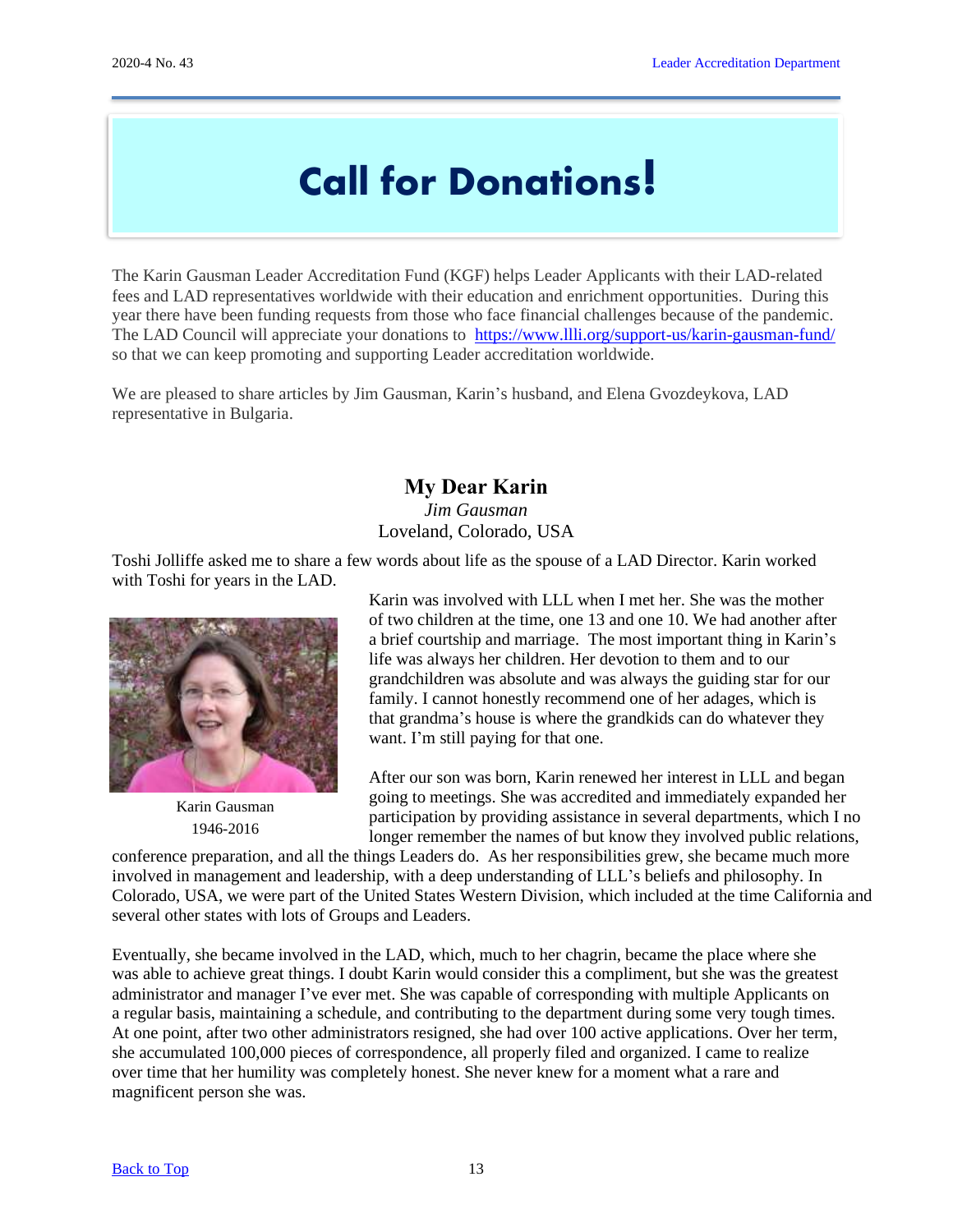# Call for Donations!

The Karin Gausman Leader Accreditation Fund (KGF) helps Leader Applicants with their LAD-related fees and LAD representatives worldwide with their education and enrichment opportunities. During this year there have been funding requests from those who face financial challenges because of the pandemic. The LAD Council will appreciate your donations to [https://www.llli.org/support-us/karin-gausman-fund/](https://www.llli.org/support-us/karin-gausman-fund/) so that we can keep promoting and supporting Leader accreditation worldwide.

We are pleased to share articles by Jim Gausman, Karin's husband, and Elena Gvozdeykova, LAD representative in Bulgaria.

## My Dear Karin

*Jim Gausman*

Loveland, Colorado, USA

Toshi Jolliffe asked me to share a few words about life as the spouse of a LAD Director. Karin worked with Toshi for years in the LAD.

Karin Gausman
1946-2016

Karin was involved with LLL when I met her. She was the mother of two children at the time, one 13 and one 10. We had another after a brief courtship and marriage. The most important thing in Karin's life was always her children. Her devotion to them and to our grandchildren was absolute and was always the guiding star for our family. I cannot honestly recommend one of her adages, which is that grandma's house is where the grandkids can do whatever they want. I'm still paying for that one.

After our son was born, Karin renewed her interest in LLL and began going to meetings. She was accredited and immediately expanded her participation by providing assistance in several departments, which I no longer remember the names of but know they involved public relations, conference preparation, and all the things Leaders do. As her responsibilities grew, she became much more involved in management and leadership, with a deep understanding of LLL's beliefs and philosophy. In Colorado, USA, we were part of the United States Western Division, which included at the time California and several other states with lots of Groups and Leaders.

Eventually, she became involved in the LAD, which, much to her chagrin, became the place where she was able to achieve great things. I doubt Karin would consider this a compliment, but she was the greatest administrator and manager I've ever met. She was capable of corresponding with multiple Applicants on a regular basis, maintaining a schedule, and contributing to the department during some very tough times. At one point, after two other administrators resigned, she had over 100 active applications. Over her term, she accumulated 100,000 pieces of correspondence, all properly filed and organized. I came to realize over time that her humility was completely honest. She never knew for a moment what a rare and magnificent person she was.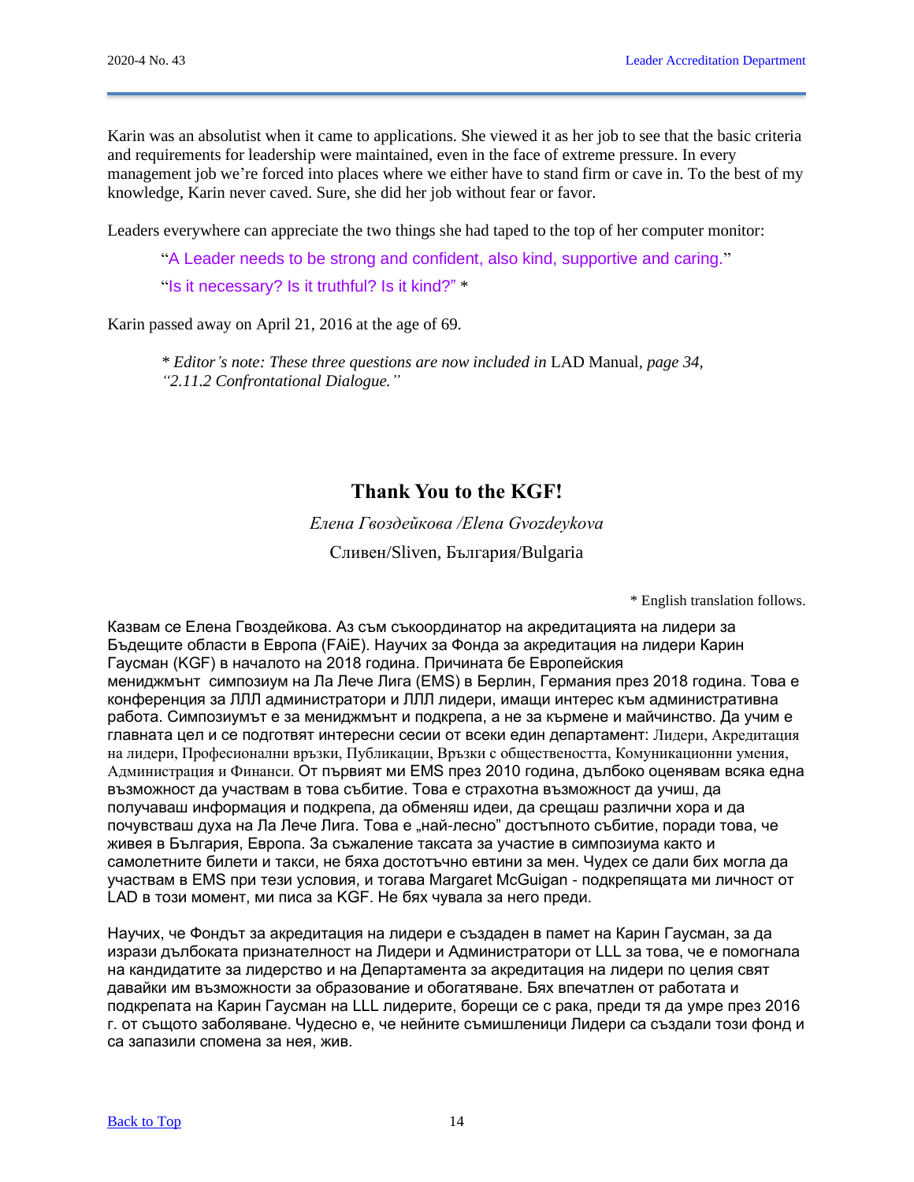Karin was an absolutist when it came to applications. She viewed it as her job to see that the basic criteria and requirements for leadership were maintained, even in the face of extreme pressure. In every management job we're forced into places where we either have to stand firm or cave in. To the best of my knowledge, Karin never caved. Sure, she did her job without fear or favor.

Leaders everywhere can appreciate the two things she had taped to the top of her computer monitor:

> "A Leader needs to be strong and confident, also kind, supportive and caring."
>
> "Is it necessary? Is it truthful? Is it kind?" *

Karin passed away on April 21, 2016 at the age of 69.

> *\* Editor's note: These three questions are now included in* LAD Manual, *page 34, "2.11.2 Confrontational Dialogue."*

## Thank You to the KGF!

*Елена Гвоздейкова /Elena Gvozdeykova*

Сливен/Sliven, България/Bulgaria

\* English translation follows.

Казвам се Елена Гвоздейкова. Аз съм съкоординатор на акредитацията на лидери за Бъдещите области в Европа (FAiE). Научих за Фонда за акредитация на лидери Карин Гаусман (KGF) в началото на 2018 година. Причината бе Европейския мениджмънт симпозиум на Ла Лече Лига (EMS) в Берлин, Германия през 2018 година. Това е конференция за ЛЛЛ администратори и ЛЛЛ лидери, имащи интерес към административна работа. Симпозиумът е за мениджмънт и подкрепа, а не за кърмене и майчинство. Да учим е главната цел и се подготвят интересни сесии от всеки един департамент: Лидери, Акредитация на лидери, Професионални връзки, Публикации, Връзки с обществеността, Комуникационни умения, Администрация и Финанси. От първият ми EMS през 2010 година, дълбоко оценявам всяка една възможност да участвам в това събитие. Това е страхотна възможност да учиш, да получаваш информация и подкрепа, да обменяш идеи, да срещаш различни хора и да почувстваш духа на Ла Лече Лига. Това е „най-лесно" достъпното събитие, поради това, че живея в България, Европа. За съжаление таксата за участие в симпозиума както и самолетните билети и такси, не бяха достотъчно евтини за мен. Чудех се дали бих могла да участвам в EMS при тези условия, и тогава Margaret McGuigan - подкрепящата ми личност от LAD в този момент, ми писа за KGF. Не бях чувала за него преди.

Научих, че Фондът за акредитация на лидери е създаден в памет на Карин Гаусман, за да изрази дълбоката признателност на Лидери и Администратори от LLL за това, че е помогнала на кандидатите за лидерство и на Департамента за акредитация на лидери по целия свят давайки им възможности за образование и обогатяване. Бях впечатлен от работата и подкрепата на Карин Гаусман на LLL лидерите, борещи се с рака, преди тя да умре през 2016 г. от същото заболяване. Чудесно е, че нейните съмишленици Лидери са създали този фонд и са запазили спомена за нея, жив.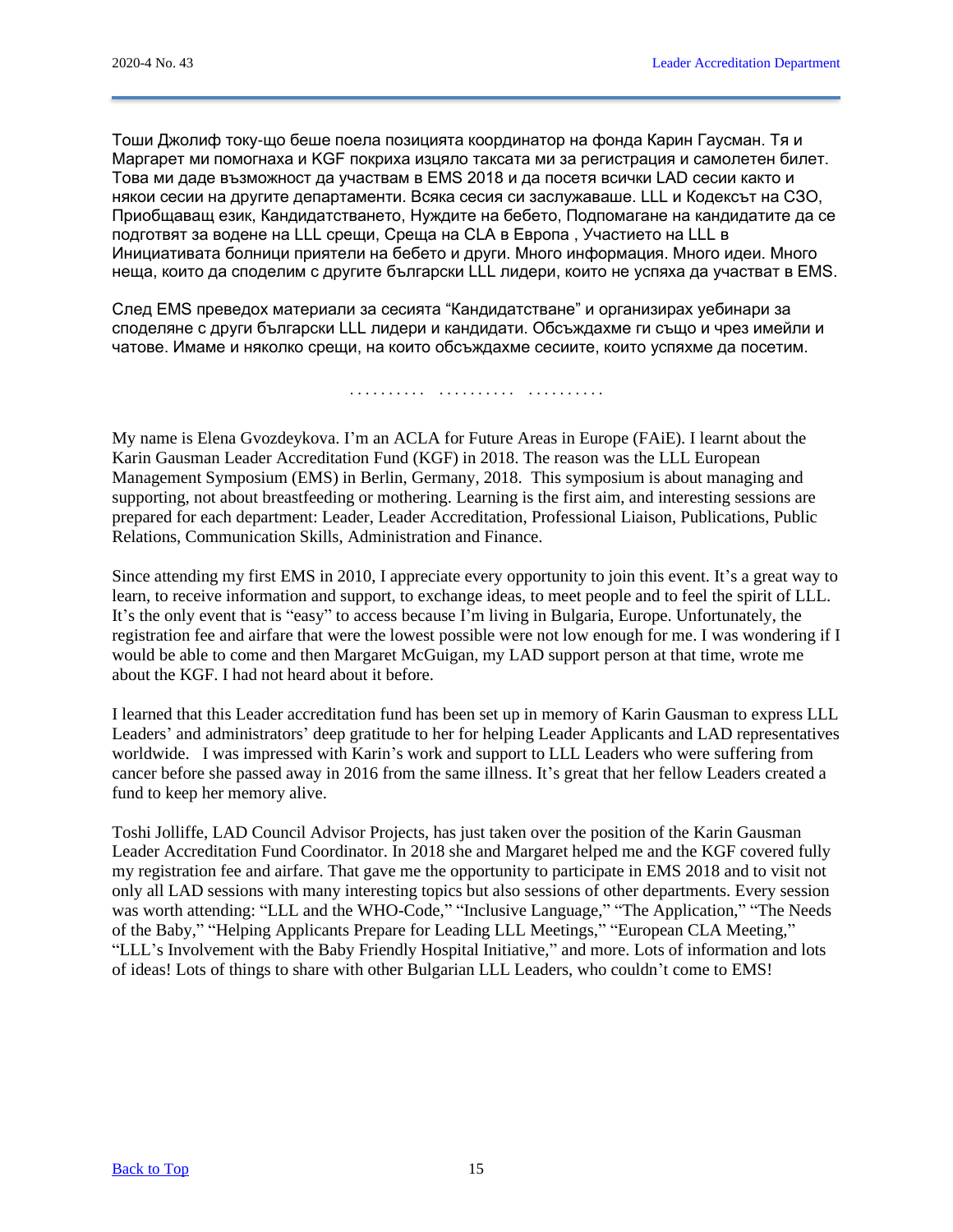Тоши Джолиф току-що беше поела позицията координатор на фонда Карин Гаусман. Тя и Маргарет ми помогнаха и KGF покриха изцяло таксата ми за регистрация и самолетен билет. Това ми даде възможност да участвам в EMS 2018 и да посетя всички LAD сесии както и някои сесии на другите департаменти. Всяка сесия си заслужаваше. LLL и Кодексът на СЗО, Приобщаващ език, Кандидатстването, Нуждите на бебето, Подпомагане на кандидатите да се подготвят за водене на LLL срещи, Среща на CLA в Европа , Участието на LLL в Инициативата болници приятели на бебето и други. Много информация. Много идеи. Много неща, които да споделим с другите български LLL лидери, които не успяха да участват в EMS.

След EMS преведох материали за сесията "Кандидатстване" и организирах уебинари за споделяне с други български LLL лидери и кандидати. Обсъждахме ги също и чрез имейли и чатове. Имаме и няколко срещи, на които обсъждахме сесиите, които успяхме да посетим.

.......... .......... ..........

My name is Elena Gvozdeykova. I'm an ACLA for Future Areas in Europe (FAiE). I learnt about the Karin Gausman Leader Accreditation Fund (KGF) in 2018. The reason was the LLL European Management Symposium (EMS) in Berlin, Germany, 2018. This symposium is about managing and supporting, not about breastfeeding or mothering. Learning is the first aim, and interesting sessions are prepared for each department: Leader, Leader Accreditation, Professional Liaison, Publications, Public Relations, Communication Skills, Administration and Finance.

Since attending my first EMS in 2010, I appreciate every opportunity to join this event. It's a great way to learn, to receive information and support, to exchange ideas, to meet people and to feel the spirit of LLL. It's the only event that is "easy" to access because I'm living in Bulgaria, Europe. Unfortunately, the registration fee and airfare that were the lowest possible were not low enough for me. I was wondering if I would be able to come and then Margaret McGuigan, my LAD support person at that time, wrote me about the KGF. I had not heard about it before.

I learned that this Leader accreditation fund has been set up in memory of Karin Gausman to express LLL Leaders' and administrators' deep gratitude to her for helping Leader Applicants and LAD representatives worldwide. I was impressed with Karin's work and support to LLL Leaders who were suffering from cancer before she passed away in 2016 from the same illness. It's great that her fellow Leaders created a fund to keep her memory alive.

Toshi Jolliffe, LAD Council Advisor Projects, has just taken over the position of the Karin Gausman Leader Accreditation Fund Coordinator. In 2018 she and Margaret helped me and the KGF covered fully my registration fee and airfare. That gave me the opportunity to participate in EMS 2018 and to visit not only all LAD sessions with many interesting topics but also sessions of other departments. Every session was worth attending: "LLL and the WHO-Code," "Inclusive Language," "The Application," "The Needs of the Baby," "Helping Applicants Prepare for Leading LLL Meetings," "European CLA Meeting," "LLL's Involvement with the Baby Friendly Hospital Initiative," and more. Lots of information and lots of ideas! Lots of things to share with other Bulgarian LLL Leaders, who couldn't come to EMS!

[Back to Top]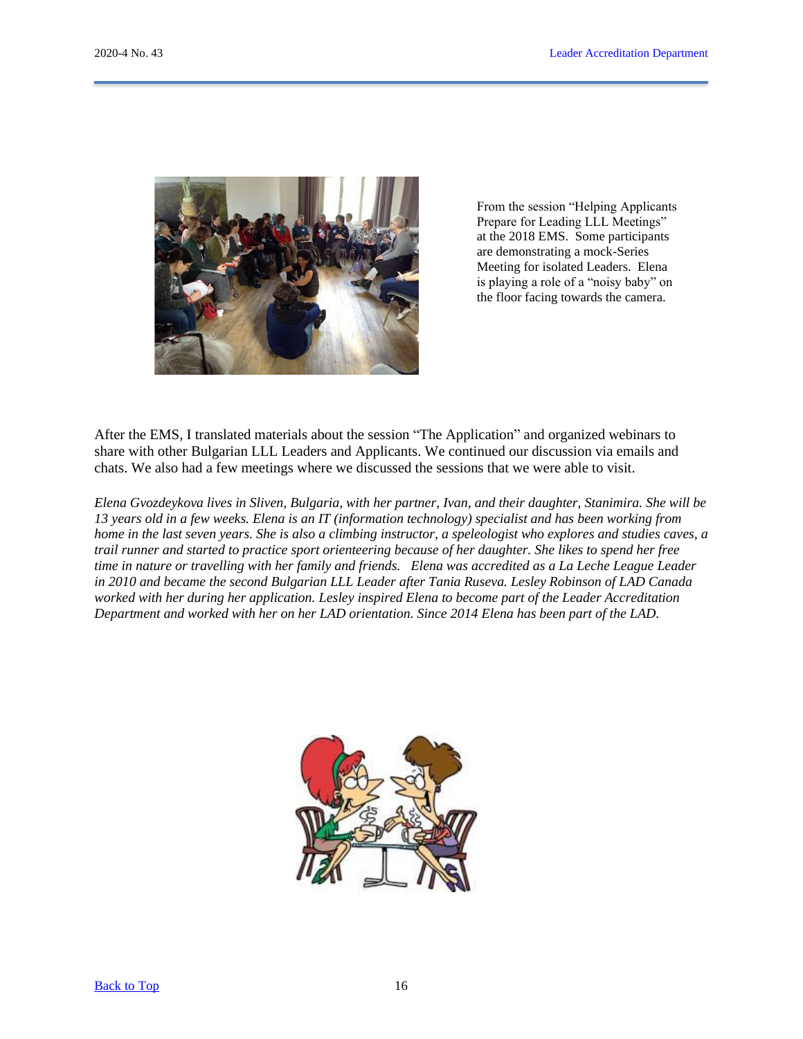From the session "Helping Applicants Prepare for Leading LLL Meetings" at the 2018 EMS. Some participants are demonstrating a mock-Series Meeting for isolated Leaders. Elena is playing a role of a "noisy baby" on the floor facing towards the camera.

After the EMS, I translated materials about the session "The Application" and organized webinars to share with other Bulgarian LLL Leaders and Applicants. We continued our discussion via emails and chats. We also had a few meetings where we discussed the sessions that we were able to visit.

*Elena Gvozdeykova lives in Sliven, Bulgaria, with her partner, Ivan, and their daughter, Stanimira. She will be 13 years old in a few weeks. Elena is an IT (information technology) specialist and has been working from home in the last seven years. She is also a climbing instructor, a speleologist who explores and studies caves, a trail runner and started to practice sport orienteering because of her daughter. She likes to spend her free time in nature or travelling with her family and friends. Elena was accredited as a La Leche League Leader in 2010 and became the second Bulgarian LLL Leader after Tania Ruseva. Lesley Robinson of LAD Canada worked with her during her application. Lesley inspired Elena to become part of the Leader Accreditation Department and worked with her on her LAD orientation. Since 2014 Elena has been part of the LAD.*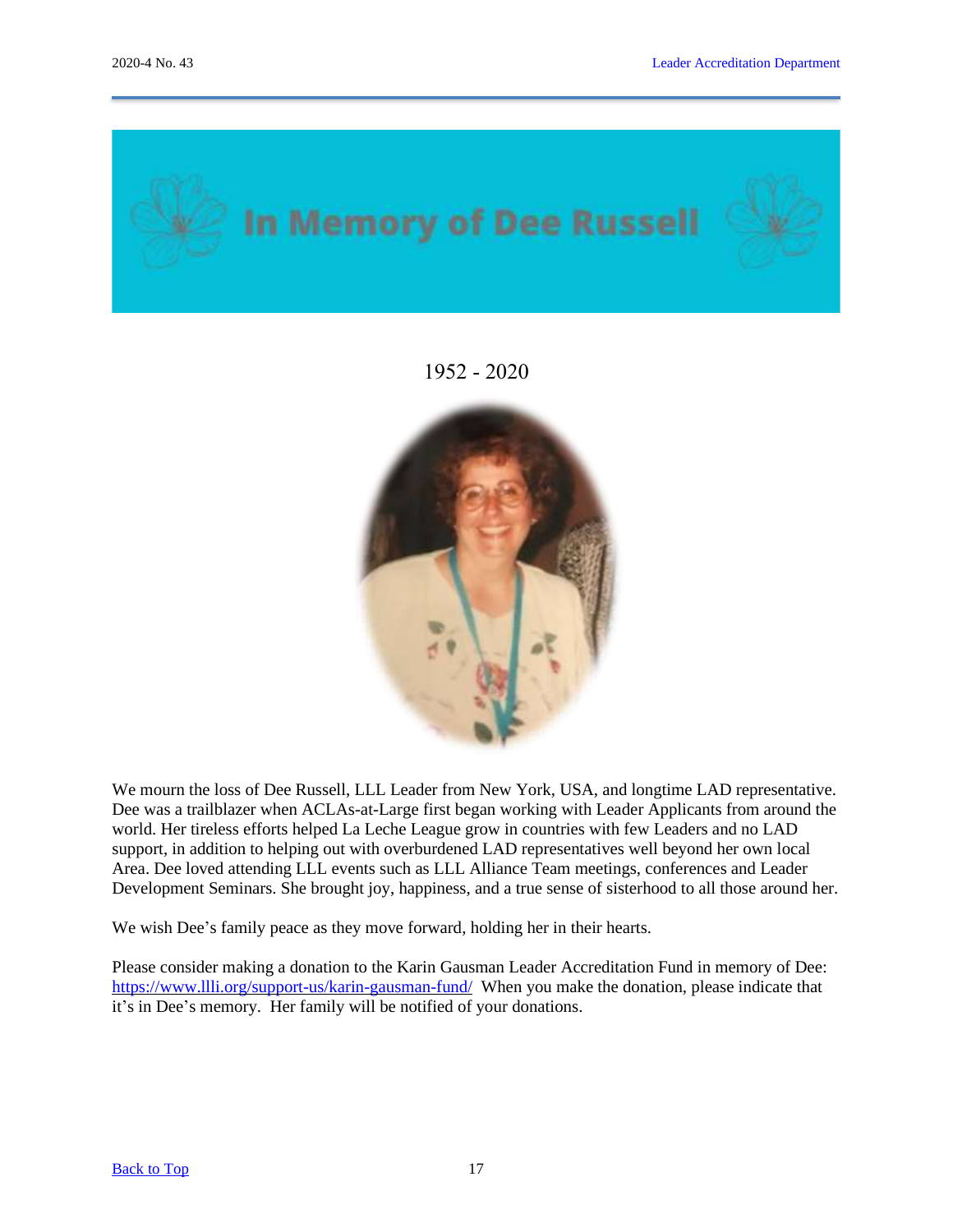# In Memory of Dee Russell

1952 - 2020

We mourn the loss of Dee Russell, LLL Leader from New York, USA, and longtime LAD representative. Dee was a trailblazer when ACLAs-at-Large first began working with Leader Applicants from around the world. Her tireless efforts helped La Leche League grow in countries with few Leaders and no LAD support, in addition to helping out with overburdened LAD representatives well beyond her own local Area. Dee loved attending LLL events such as LLL Alliance Team meetings, conferences and Leader Development Seminars. She brought joy, happiness, and a true sense of sisterhood to all those around her.

We wish Dee's family peace as they move forward, holding her in their hearts.

Please consider making a donation to the Karin Gausman Leader Accreditation Fund in memory of Dee: [https://www.llli.org/support-us/karin-gausman-fund/](https://www.llli.org/support-us/karin-gausman-fund/) When you make the donation, please indicate that it's in Dee's memory. Her family will be notified of your donations.

[Back to Top](#)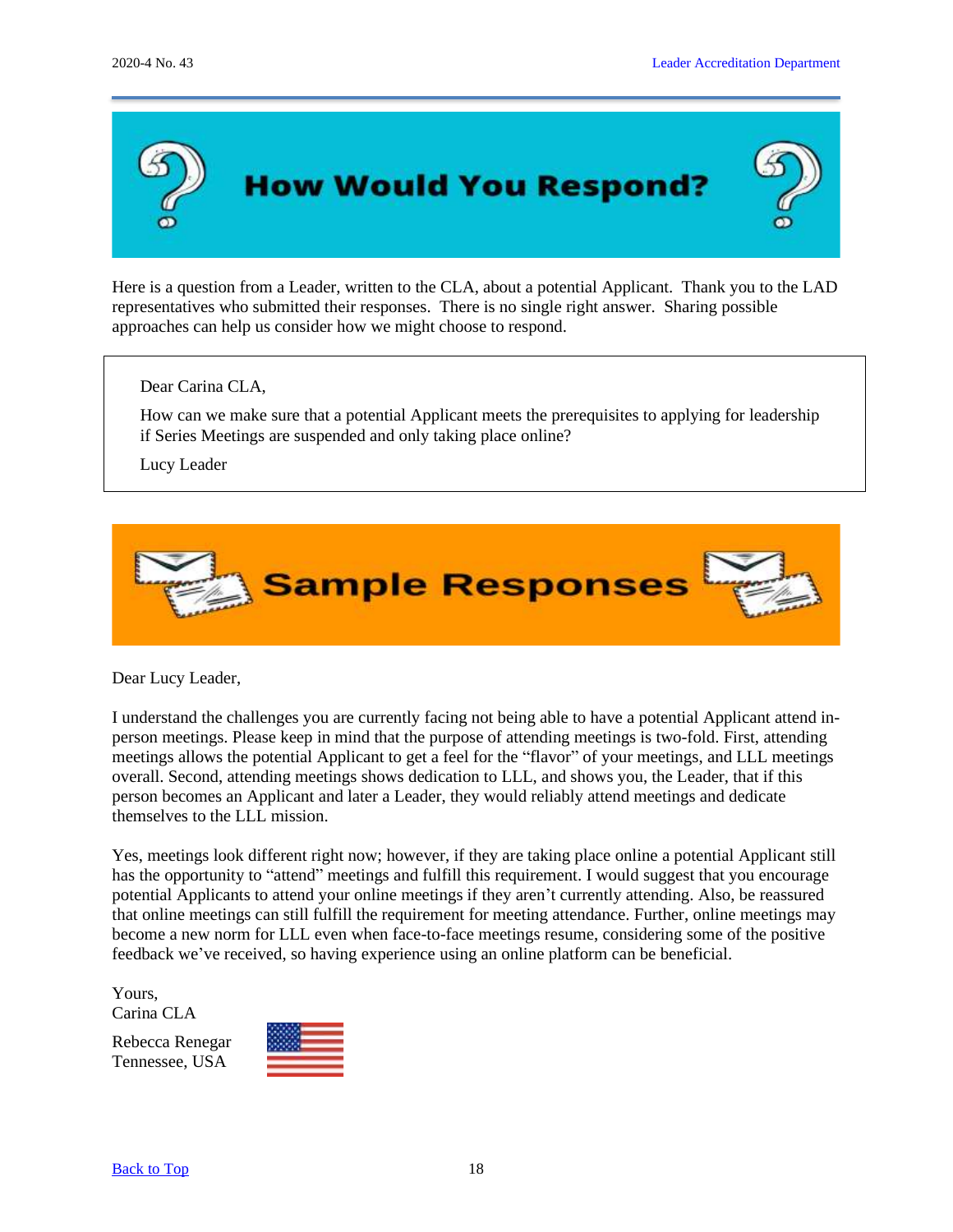# How Would You Respond?

Here is a question from a Leader, written to the CLA, about a potential Applicant. Thank you to the LAD representatives who submitted their responses. There is no single right answer. Sharing possible approaches can help us consider how we might choose to respond.

> Dear Carina CLA,
>
> How can we make sure that a potential Applicant meets the prerequisites to applying for leadership if Series Meetings are suspended and only taking place online?
>
> Lucy Leader

# Sample Responses

Dear Lucy Leader,

I understand the challenges you are currently facing not being able to have a potential Applicant attend in-person meetings. Please keep in mind that the purpose of attending meetings is two-fold. First, attending meetings allows the potential Applicant to get a feel for the "flavor" of your meetings, and LLL meetings overall. Second, attending meetings shows dedication to LLL, and shows you, the Leader, that if this person becomes an Applicant and later a Leader, they would reliably attend meetings and dedicate themselves to the LLL mission.

Yes, meetings look different right now; however, if they are taking place online a potential Applicant still has the opportunity to "attend" meetings and fulfill this requirement. I would suggest that you encourage potential Applicants to attend your online meetings if they aren't currently attending. Also, be reassured that online meetings can still fulfill the requirement for meeting attendance. Further, online meetings may become a new norm for LLL even when face-to-face meetings resume, considering some of the positive feedback we've received, so having experience using an online platform can be beneficial.

Yours,
Carina CLA

Rebecca Renegar
Tennessee, USA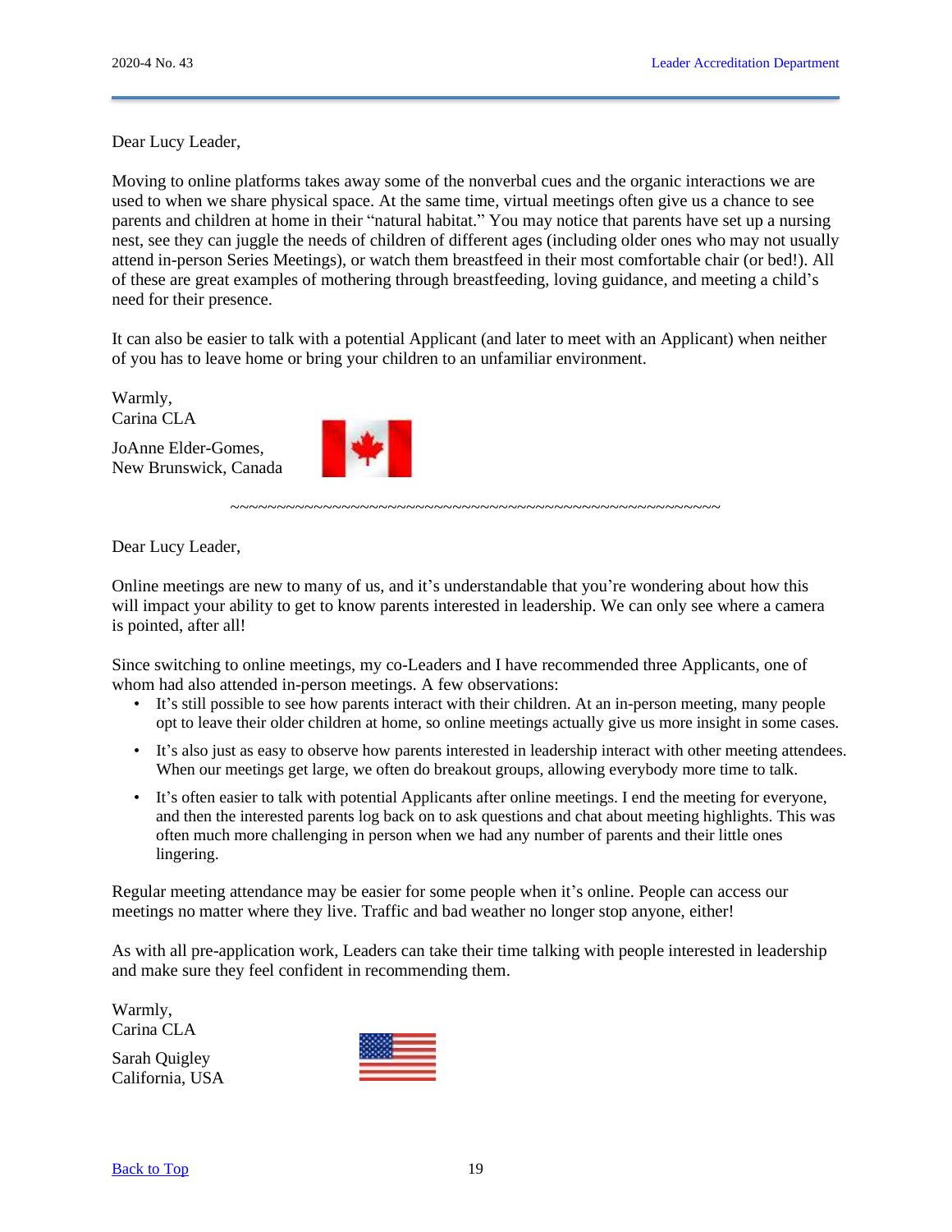Dear Lucy Leader,

Moving to online platforms takes away some of the nonverbal cues and the organic interactions we are used to when we share physical space. At the same time, virtual meetings often give us a chance to see parents and children at home in their "natural habitat." You may notice that parents have set up a nursing nest, see they can juggle the needs of children of different ages (including older ones who may not usually attend in-person Series Meetings), or watch them breastfeed in their most comfortable chair (or bed!). All of these are great examples of mothering through breastfeeding, loving guidance, and meeting a child's need for their presence.

It can also be easier to talk with a potential Applicant (and later to meet with an Applicant) when neither of you has to leave home or bring your children to an unfamiliar environment.

Warmly,
Carina CLA

JoAnne Elder-Gomes,
New Brunswick, Canada

~~~~~~~~~~~~~~~~~~~~~~~~~~~~~~~~~~~~~~~~~~~~~~~~~~~~~~~~~~~~~

Dear Lucy Leader,

Online meetings are new to many of us, and it's understandable that you're wondering about how this will impact your ability to get to know parents interested in leadership. We can only see where a camera is pointed, after all!

Since switching to online meetings, my co-Leaders and I have recommended three Applicants, one of whom had also attended in-person meetings. A few observations:

- It's still possible to see how parents interact with their children. At an in-person meeting, many people opt to leave their older children at home, so online meetings actually give us more insight in some cases.
- It's also just as easy to observe how parents interested in leadership interact with other meeting attendees. When our meetings get large, we often do breakout groups, allowing everybody more time to talk.
- It's often easier to talk with potential Applicants after online meetings. I end the meeting for everyone, and then the interested parents log back on to ask questions and chat about meeting highlights. This was often much more challenging in person when we had any number of parents and their little ones lingering.

Regular meeting attendance may be easier for some people when it's online. People can access our meetings no matter where they live. Traffic and bad weather no longer stop anyone, either!

As with all pre-application work, Leaders can take their time talking with people interested in leadership and make sure they feel confident in recommending them.

Warmly,
Carina CLA

Sarah Quigley
California, USA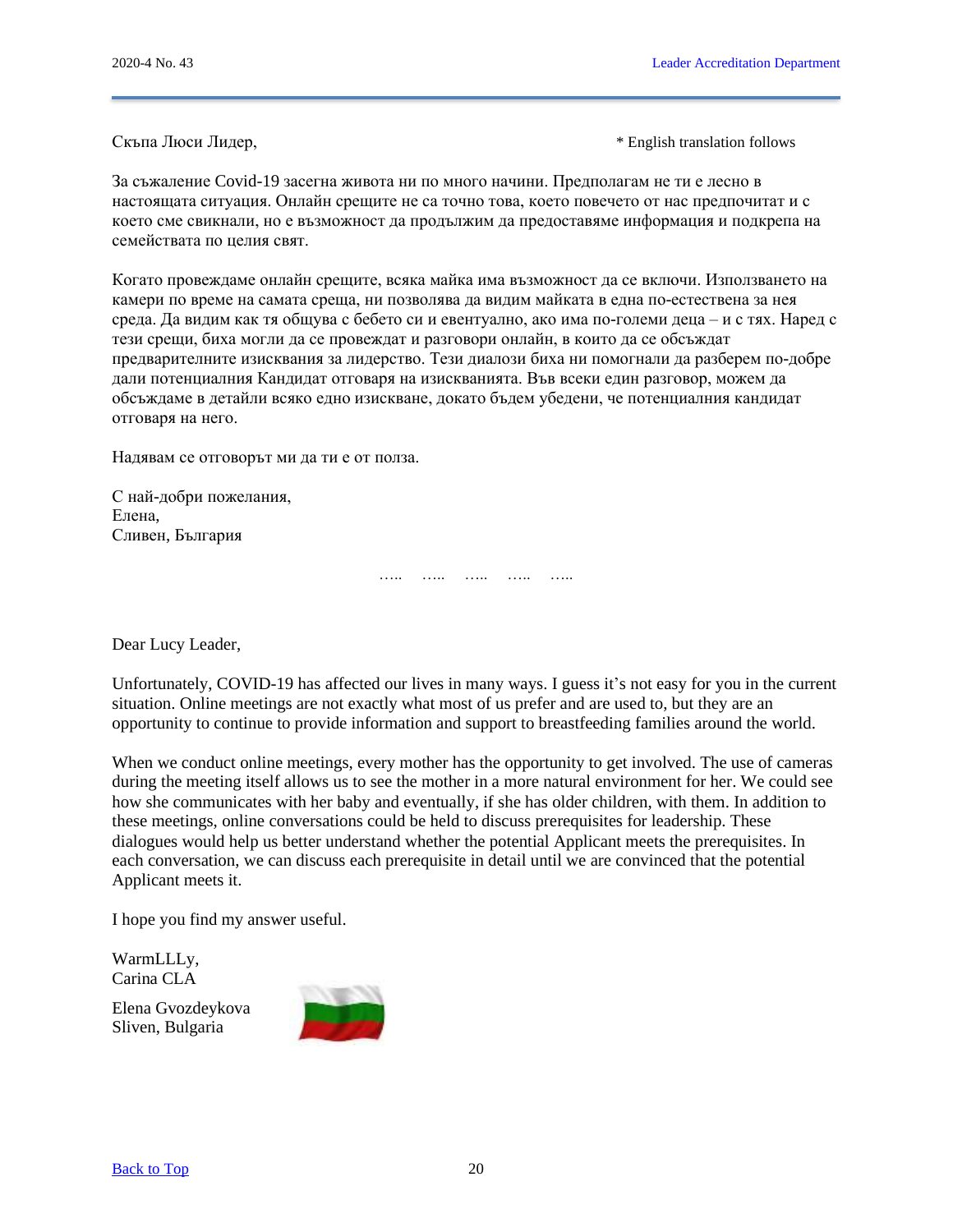Скъпа Люси Лидер,

\* English translation follows

За съжаление Covid-19 засегна живота ни по много начини. Предполагам не ти е лесно в настоящата ситуация. Онлайн срещите не са точно това, което повечето от нас предпочитат и с което сме свикнали, но е възможност да продължим да предоставяме информация и подкрепа на семействата по целия свят.

Когато провеждаме онлайн срещите, всяка майка има възможност да се включи. Използването на камери по време на самата среща, ни позволява да видим майката в една по-естествена за нея среда. Да видим как тя общува с бебето си и евентуално, ако има по-големи деца – и с тях. Наред с тези срещи, биха могли да се провеждат и разговори онлайн, в които да се обсъждат предварителните изисквания за лидерство. Тези диалози биха ни помогнали да разберем по-добре дали потенциалния Кандидат отговаря на изискванията. Във всеки един разговор, можем да обсъждаме в детайли всяко едно изискване, докато бъдем убедени, че потенциалния кандидат отговаря на него.

Надявам се отговорът ми да ти е от полза.

С най-добри пожелания,
Елена,
Сливен, България

….. ….. ….. ….. …..

Dear Lucy Leader,

Unfortunately, COVID-19 has affected our lives in many ways. I guess it's not easy for you in the current situation. Online meetings are not exactly what most of us prefer and are used to, but they are an opportunity to continue to provide information and support to breastfeeding families around the world.

When we conduct online meetings, every mother has the opportunity to get involved. The use of cameras during the meeting itself allows us to see the mother in a more natural environment for her. We could see how she communicates with her baby and eventually, if she has older children, with them. In addition to these meetings, online conversations could be held to discuss prerequisites for leadership. These dialogues would help us better understand whether the potential Applicant meets the prerequisites. In each conversation, we can discuss each prerequisite in detail until we are convinced that the potential Applicant meets it.

I hope you find my answer useful.

WarmLLLy,
Carina CLA

Elena Gvozdeykova
Sliven, Bulgaria

[Back to Top]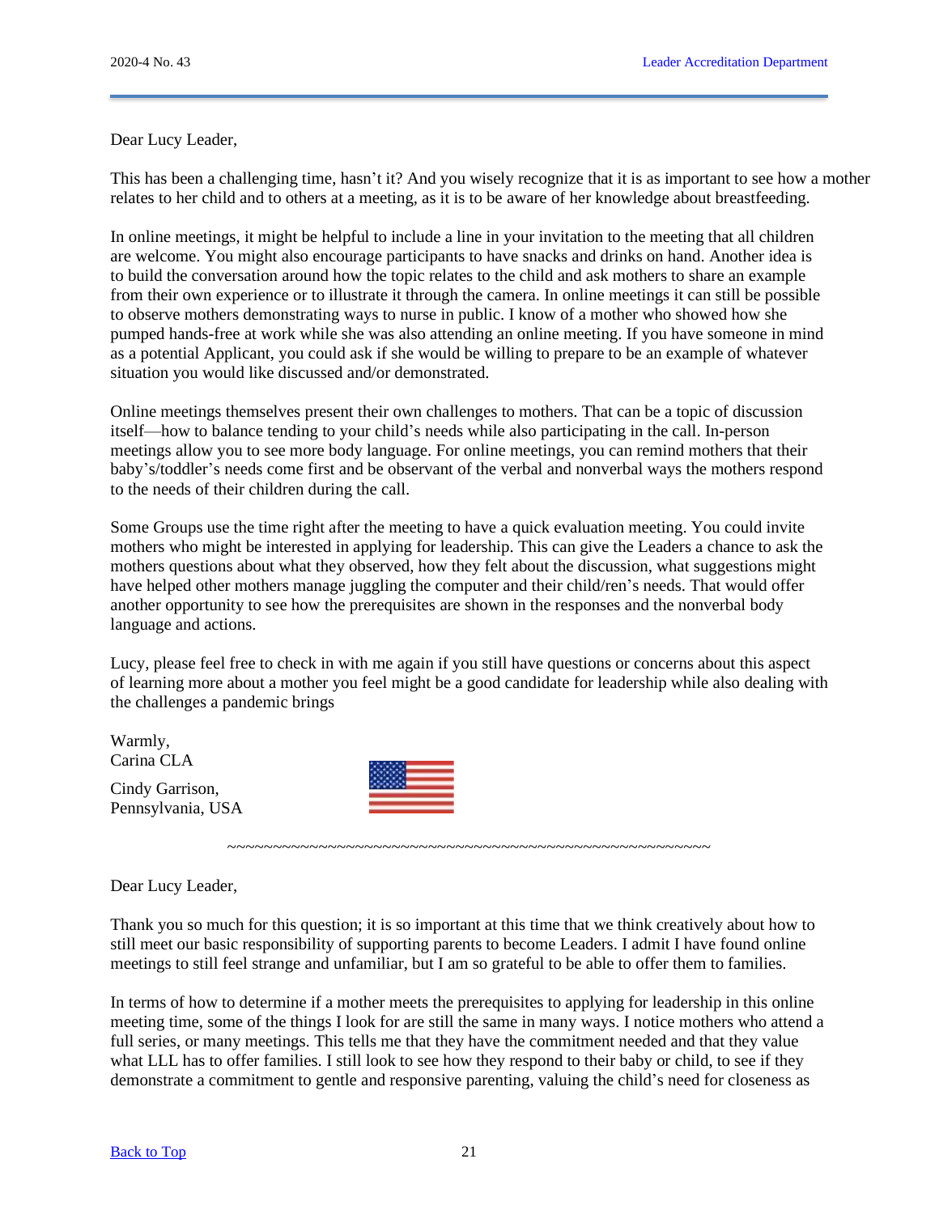Dear Lucy Leader,

This has been a challenging time, hasn't it? And you wisely recognize that it is as important to see how a mother relates to her child and to others at a meeting, as it is to be aware of her knowledge about breastfeeding.

In online meetings, it might be helpful to include a line in your invitation to the meeting that all children are welcome. You might also encourage participants to have snacks and drinks on hand. Another idea is to build the conversation around how the topic relates to the child and ask mothers to share an example from their own experience or to illustrate it through the camera. In online meetings it can still be possible to observe mothers demonstrating ways to nurse in public. I know of a mother who showed how she pumped hands-free at work while she was also attending an online meeting. If you have someone in mind as a potential Applicant, you could ask if she would be willing to prepare to be an example of whatever situation you would like discussed and/or demonstrated.

Online meetings themselves present their own challenges to mothers. That can be a topic of discussion itself—how to balance tending to your child's needs while also participating in the call. In-person meetings allow you to see more body language. For online meetings, you can remind mothers that their baby's/toddler's needs come first and be observant of the verbal and nonverbal ways the mothers respond to the needs of their children during the call.

Some Groups use the time right after the meeting to have a quick evaluation meeting. You could invite mothers who might be interested in applying for leadership. This can give the Leaders a chance to ask the mothers questions about what they observed, how they felt about the discussion, what suggestions might have helped other mothers manage juggling the computer and their child/ren's needs. That would offer another opportunity to see how the prerequisites are shown in the responses and the nonverbal body language and actions.

Lucy, please feel free to check in with me again if you still have questions or concerns about this aspect of learning more about a mother you feel might be a good candidate for leadership while also dealing with the challenges a pandemic brings

Warmly,
Carina CLA

Cindy Garrison,
Pennsylvania, USA

~~~~~~~~~~~~~~~~~~~~~~~~~~~~~~~~~~~~~~~~~~~~~~~~~~~~~~~

Dear Lucy Leader,

Thank you so much for this question; it is so important at this time that we think creatively about how to still meet our basic responsibility of supporting parents to become Leaders. I admit I have found online meetings to still feel strange and unfamiliar, but I am so grateful to be able to offer them to families.

In terms of how to determine if a mother meets the prerequisites to applying for leadership in this online meeting time, some of the things I look for are still the same in many ways. I notice mothers who attend a full series, or many meetings. This tells me that they have the commitment needed and that they value what LLL has to offer families. I still look to see how they respond to their baby or child, to see if they demonstrate a commitment to gentle and responsive parenting, valuing the child's need for closeness as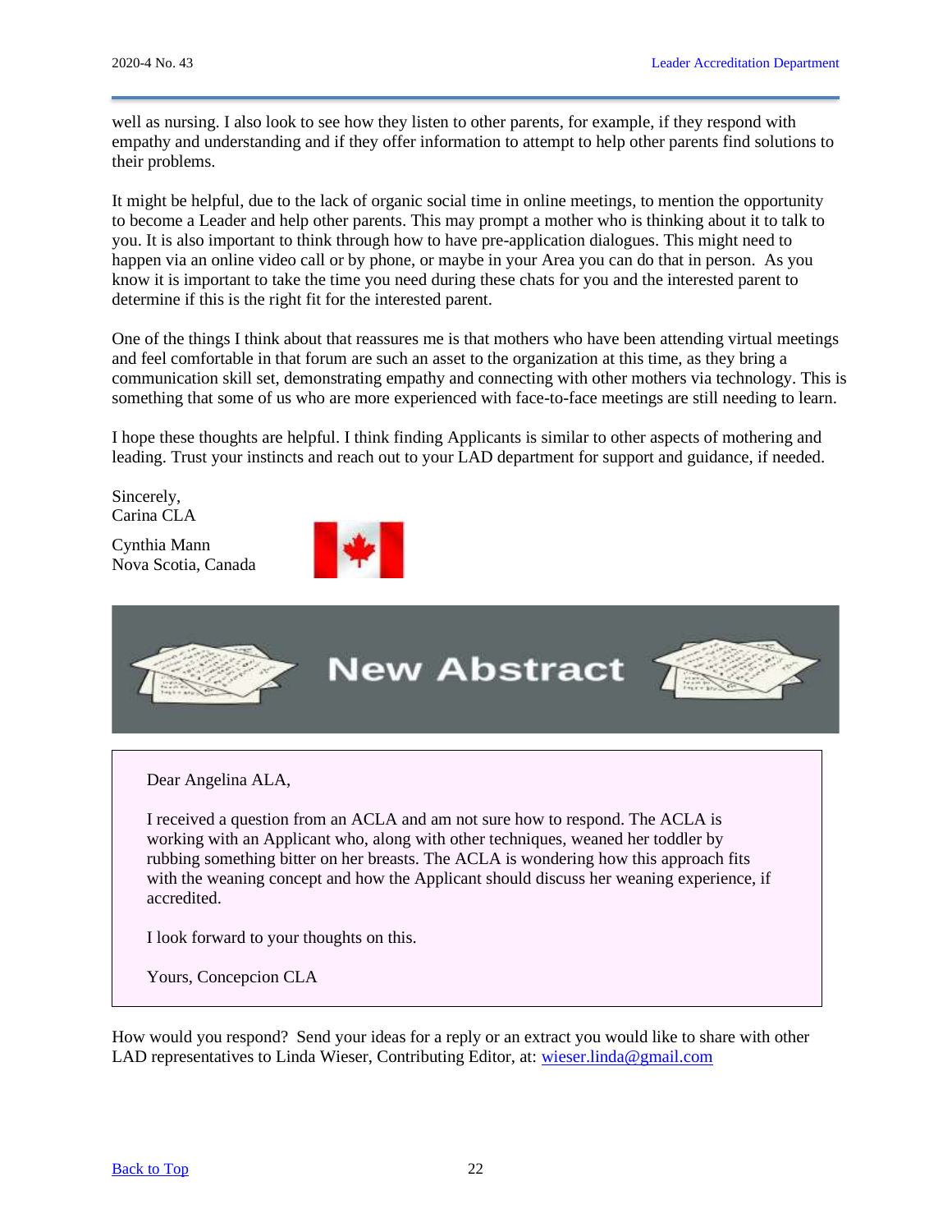well as nursing. I also look to see how they listen to other parents, for example, if they respond with empathy and understanding and if they offer information to attempt to help other parents find solutions to their problems.

It might be helpful, due to the lack of organic social time in online meetings, to mention the opportunity to become a Leader and help other parents. This may prompt a mother who is thinking about it to talk to you. It is also important to think through how to have pre-application dialogues. This might need to happen via an online video call or by phone, or maybe in your Area you can do that in person. As you know it is important to take the time you need during these chats for you and the interested parent to determine if this is the right fit for the interested parent.

One of the things I think about that reassures me is that mothers who have been attending virtual meetings and feel comfortable in that forum are such an asset to the organization at this time, as they bring a communication skill set, demonstrating empathy and connecting with other mothers via technology. This is something that some of us who are more experienced with face-to-face meetings are still needing to learn.

I hope these thoughts are helpful. I think finding Applicants is similar to other aspects of mothering and leading. Trust your instincts and reach out to your LAD department for support and guidance, if needed.

Sincerely,
Carina CLA

Cynthia Mann
Nova Scotia, Canada

## New Abstract

Dear Angelina ALA,

I received a question from an ACLA and am not sure how to respond. The ACLA is working with an Applicant who, along with other techniques, weaned her toddler by rubbing something bitter on her breasts. The ACLA is wondering how this approach fits with the weaning concept and how the Applicant should discuss her weaning experience, if accredited.

I look forward to your thoughts on this.

Yours, Concepcion CLA

How would you respond? Send your ideas for a reply or an extract you would like to share with other LAD representatives to Linda Wieser, Contributing Editor, at: wieser.linda@gmail.com

Back to Top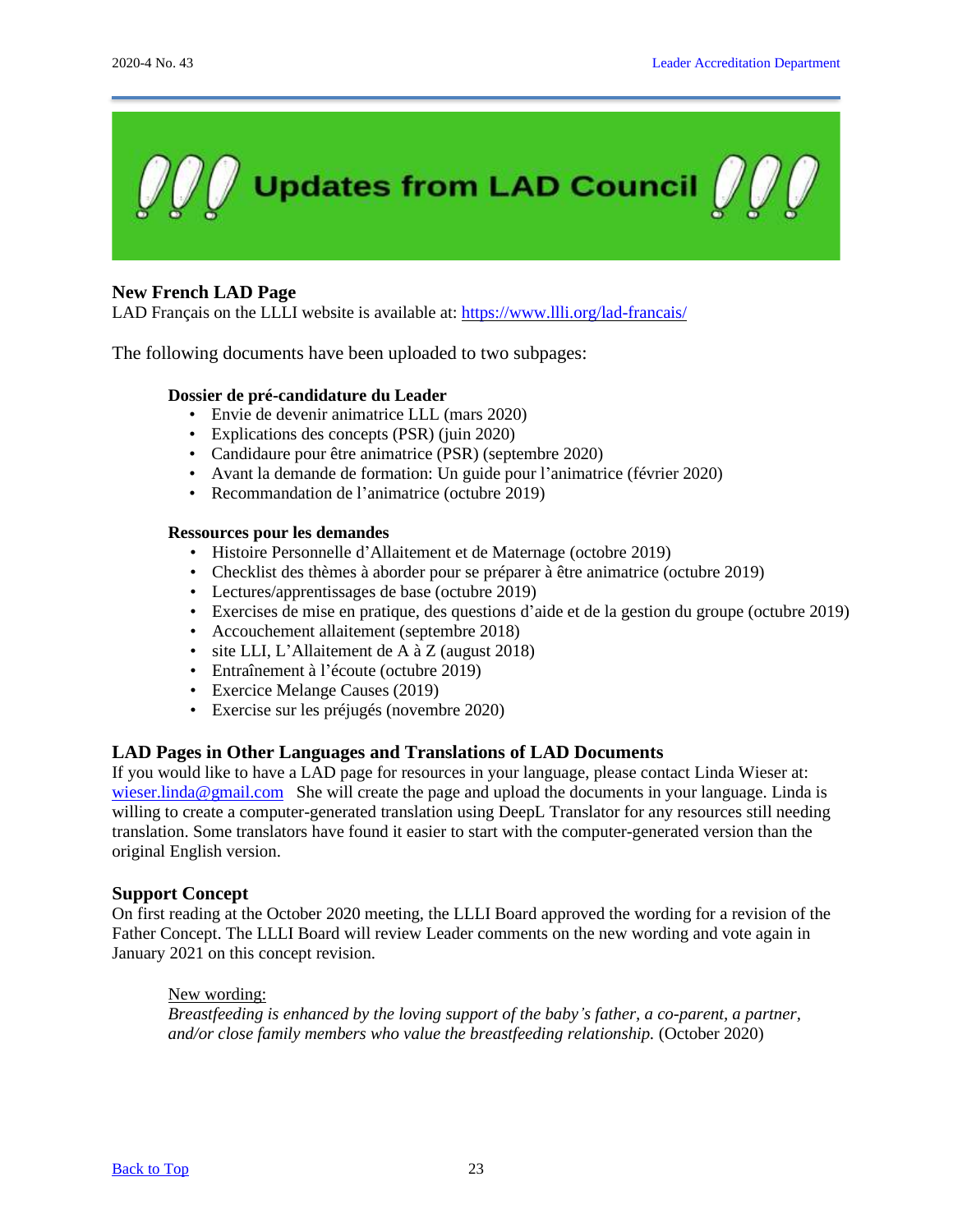# Updates from LAD Council

## New French LAD Page

LAD Français on the LLLI website is available at: [https://www.llli.org/lad-francais/](https://www.llli.org/lad-francais/)

The following documents have been uploaded to two subpages:

**Dossier de pré-candidature du Leader**

- Envie de devenir animatrice LLL (mars 2020)
- Explications des concepts (PSR) (juin 2020)
- Candidaure pour être animatrice (PSR) (septembre 2020)
- Avant la demande de formation: Un guide pour l'animatrice (février 2020)
- Recommandation de l'animatrice (octubre 2019)

**Ressources pour les demandes**

- Histoire Personnelle d'Allaitement et de Maternage (octobre 2019)
- Checklist des thèmes à aborder pour se préparer à être animatrice (octubre 2019)
- Lectures/apprentissages de base (octubre 2019)
- Exercises de mise en pratique, des questions d'aide et de la gestion du groupe (octubre 2019)
- Accouchement allaitement (septembre 2018)
- site LLI, L'Allaitement de A à Z (august 2018)
- Entraînement à l'écoute (octubre 2019)
- Exercice Melange Causes (2019)
- Exercise sur les préjugés (novembre 2020)

## LAD Pages in Other Languages and Translations of LAD Documents

If you would like to have a LAD page for resources in your language, please contact Linda Wieser at: [wieser.linda@gmail.com](mailto:wieser.linda@gmail.com) She will create the page and upload the documents in your language. Linda is willing to create a computer-generated translation using DeepL Translator for any resources still needing translation. Some translators have found it easier to start with the computer-generated version than the original English version.

## Support Concept

On first reading at the October 2020 meeting, the LLLI Board approved the wording for a revision of the Father Concept. The LLLI Board will review Leader comments on the new wording and vote again in January 2021 on this concept revision.

> New wording:
> *Breastfeeding is enhanced by the loving support of the baby's father, a co-parent, a partner, and/or close family members who value the breastfeeding relationship.* (October 2020)

[Back to Top](#)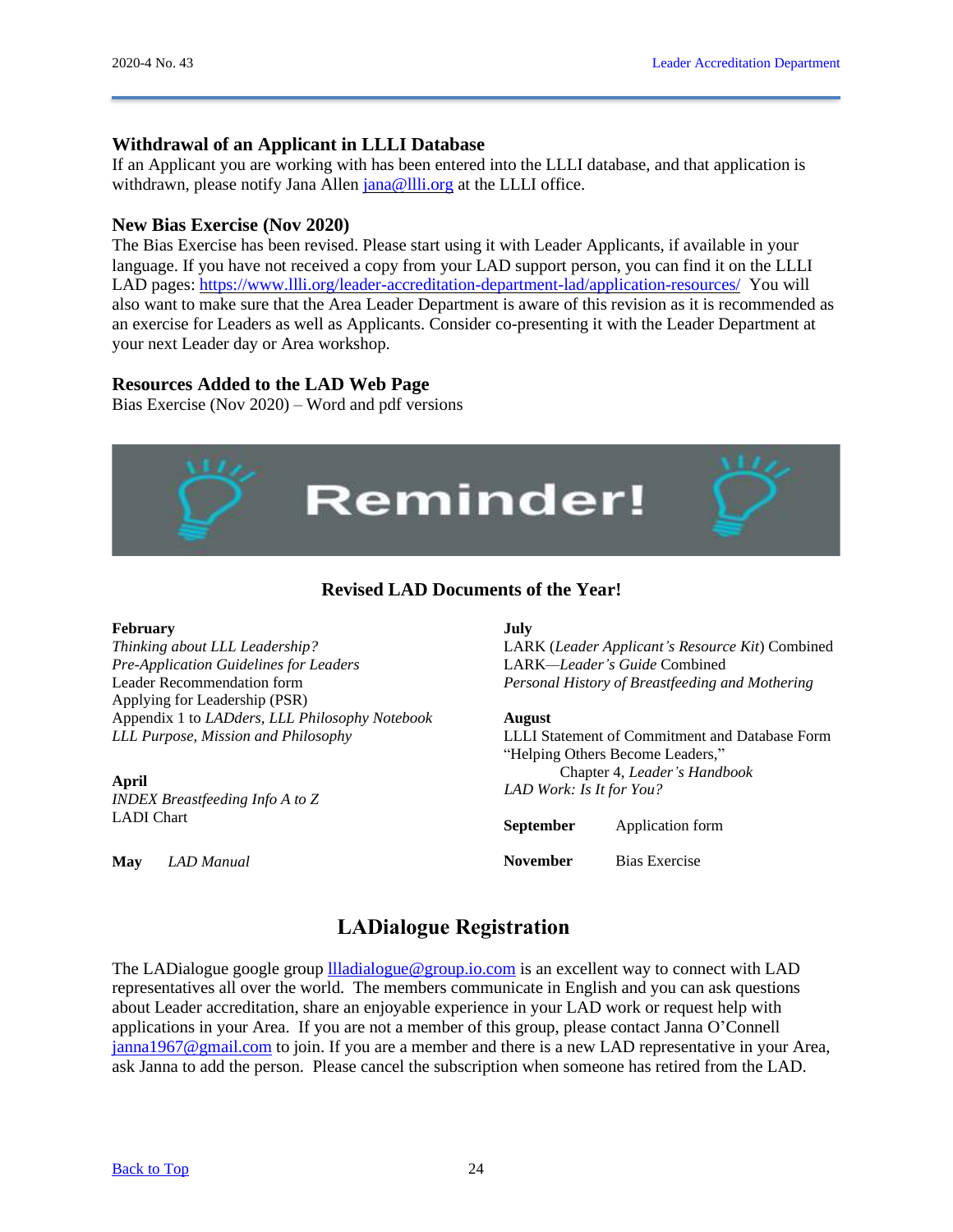### Withdrawal of an Applicant in LLLI Database

If an Applicant you are working with has been entered into the LLLI database, and that application is withdrawn, please notify Jana Allen jana@llli.org at the LLLI office.

### New Bias Exercise (Nov 2020)

The Bias Exercise has been revised. Please start using it with Leader Applicants, if available in your language. If you have not received a copy from your LAD support person, you can find it on the LLLI LAD pages: https://www.llli.org/leader-accreditation-department-lad/application-resources/ You will also want to make sure that the Area Leader Department is aware of this revision as it is recommended as an exercise for Leaders as well as Applicants. Consider co-presenting it with the Leader Department at your next Leader day or Area workshop.

### Resources Added to the LAD Web Page

Bias Exercise (Nov 2020) – Word and pdf versions

# Reminder!

### Revised LAD Documents of the Year!

**February**
*Thinking about LLL Leadership?*
*Pre-Application Guidelines for Leaders*
Leader Recommendation form
Applying for Leadership (PSR)
Appendix 1 to *LADders, LLL Philosophy Notebook*
*LLL Purpose, Mission and Philosophy*

**April**
*INDEX Breastfeeding Info A to Z*
LADI Chart

**May** *LAD Manual*

**July**
LARK (*Leader Applicant's Resource Kit*) Combined
LARK—*Leader's Guide* Combined
*Personal History of Breastfeeding and Mothering*

**August**
LLLI Statement of Commitment and Database Form
"Helping Others Become Leaders," Chapter 4, *Leader's Handbook*
*LAD Work: Is It for You?*

**September** Application form

**November** Bias Exercise

## LADialogue Registration

The LADialogue google group llladialogue@group.io.com is an excellent way to connect with LAD representatives all over the world. The members communicate in English and you can ask questions about Leader accreditation, share an enjoyable experience in your LAD work or request help with applications in your Area. If you are not a member of this group, please contact Janna O'Connell janna1967@gmail.com to join. If you are a member and there is a new LAD representative in your Area, ask Janna to add the person. Please cancel the subscription when someone has retired from the LAD.

Back to Top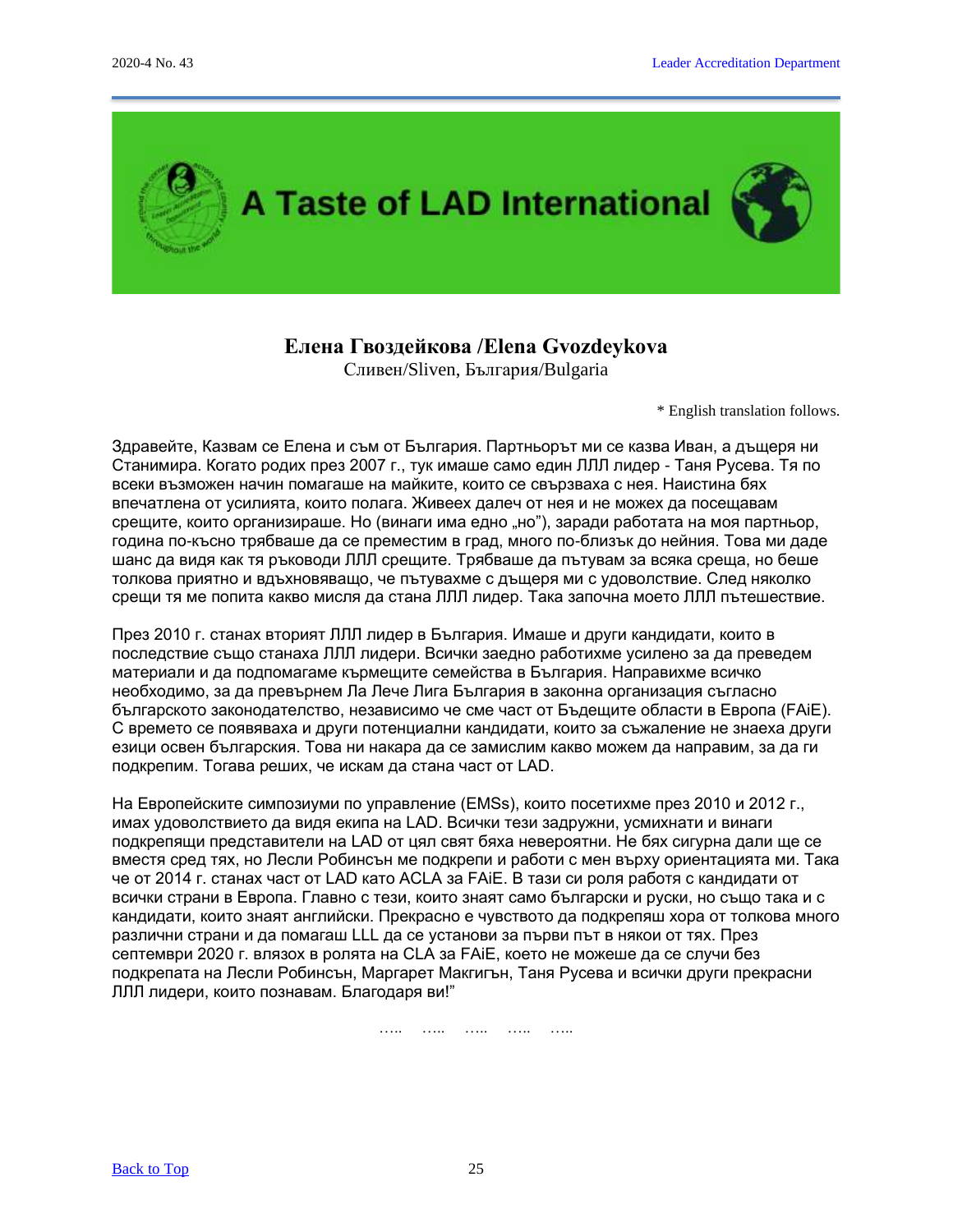# A Taste of LAD International

## Елена Гвоздейкова /Elena Gvozdeykova

Сливен/Sliven, България/Bulgaria

\* English translation follows.

Здравейте, Казвам се Елена и съм от България. Партньорът ми се казва Иван, а дъщеря ни Станимира. Когато родих през 2007 г., тук имаше само един ЛЛЛ лидер - Таня Русева. Тя по всеки възможен начин помагаше на майките, които се свързваха с нея. Наистина бях впечатлена от усилията, които полага. Живеех далеч от нея и не можех да посещавам срещите, които организираше. Но (винаги има едно „но"), заради работата на моя партньор, година по-късно трябваше да се преместим в град, много по-близък до нейния. Това ми даде шанс да видя как тя ръководи ЛЛЛ срещите. Трябваше да пътувам за всяка среща, но беше толкова приятно и вдъхновяващо, че пътувахме с дъщеря ми с удоволствие. След няколко срещи тя ме попита какво мисля да стана ЛЛЛ лидер. Така започна моето ЛЛЛ пътешествие.

През 2010 г. станах вторият ЛЛЛ лидер в България. Имаше и други кандидати, които в последствие също станаха ЛЛЛ лидери. Всички заедно работихме усилено за да преведем материали и да подпомагаме кърмещите семейства в България. Направихме всичко необходимо, за да превърнем Ла Лече Лига България в законна организация съгласно българското законодателство, независимо че сме част от Бъдещите области в Европа (FAiE). С времето се появяваха и други потенциални кандидати, които за съжаление не знаеха други езици освен българския. Това ни накара да се замислим какво можем да направим, за да ги подкрепим. Тогава реших, че искам да стана част от LAD.

На Европейските симпозиуми по управление (EMSs), които посетихме през 2010 и 2012 г., имах удоволствието да видя екипа на LAD. Всички тези задружни, усмихнати и винаги подкрепящи представители на LAD от цял свят бяха невероятни. Не бях сигурна дали ще се вместя сред тях, но Лесли Робинсън ме подкрепи и работи с мен върху ориентацията ми. Така че от 2014 г. станах част от LAD като ACLA за FAiE. В тази си роля работя с кандидати от всички страни в Европа. Главно с тези, които знаят само български и руски, но също така и с кандидати, които знаят английски. Прекрасно е чувството да подкрепяш хора от толкова много различни страни и да помагаш LLL да се установи за първи път в някои от тях. През септември 2020 г. влязох в ролята на CLA за FAiE, което не можеше да се случи без подкрепата на Лесли Робинсън, Маргарет Макгигън, Таня Русева и всички други прекрасни ЛЛЛ лидери, които познавам. Благодаря ви!"

….. ….. ….. ….. …..

Back to Top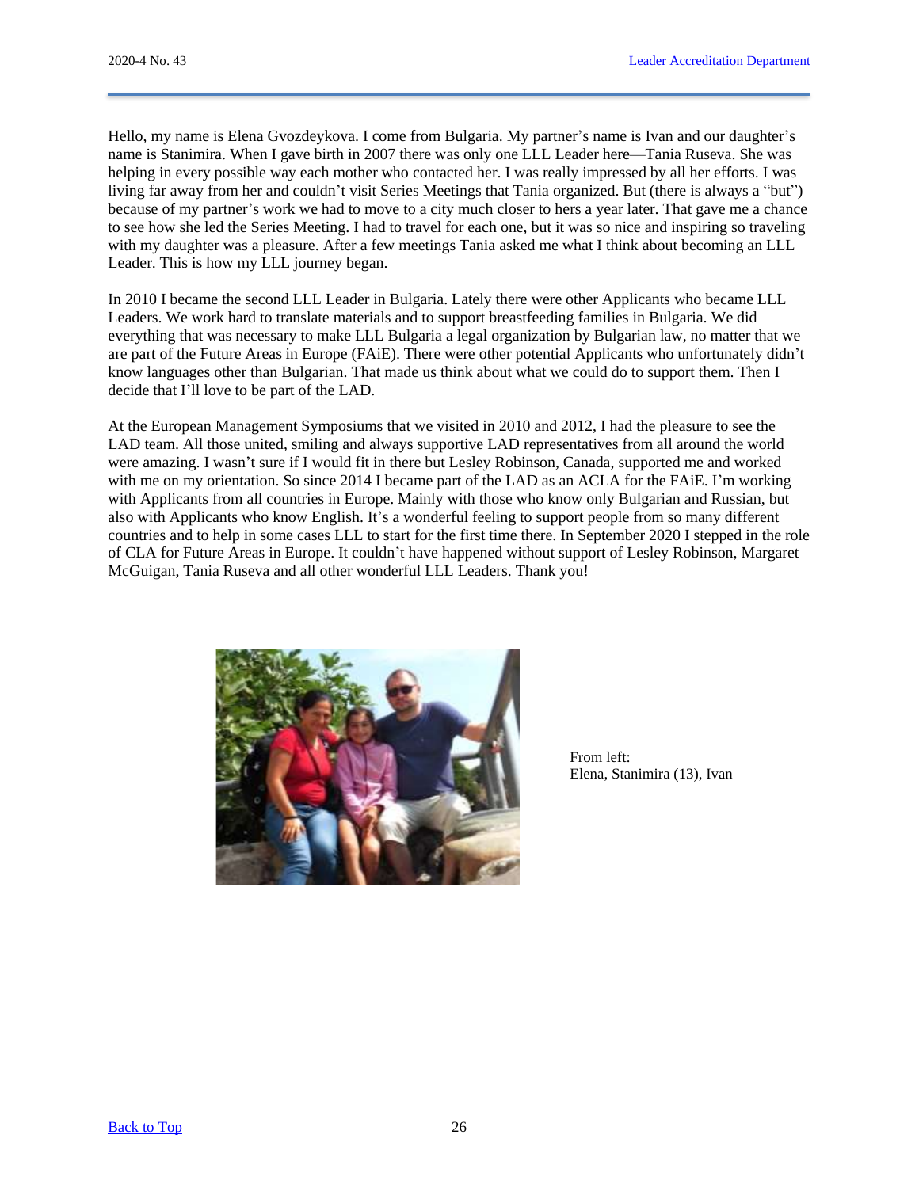Hello, my name is Elena Gvozdeykova. I come from Bulgaria. My partner's name is Ivan and our daughter's name is Stanimira. When I gave birth in 2007 there was only one LLL Leader here—Tania Ruseva. She was helping in every possible way each mother who contacted her. I was really impressed by all her efforts. I was living far away from her and couldn't visit Series Meetings that Tania organized. But (there is always a "but") because of my partner's work we had to move to a city much closer to hers a year later. That gave me a chance to see how she led the Series Meeting. I had to travel for each one, but it was so nice and inspiring so traveling with my daughter was a pleasure. After a few meetings Tania asked me what I think about becoming an LLL Leader. This is how my LLL journey began.

In 2010 I became the second LLL Leader in Bulgaria. Lately there were other Applicants who became LLL Leaders. We work hard to translate materials and to support breastfeeding families in Bulgaria. We did everything that was necessary to make LLL Bulgaria a legal organization by Bulgarian law, no matter that we are part of the Future Areas in Europe (FAiE). There were other potential Applicants who unfortunately didn't know languages other than Bulgarian. That made us think about what we could do to support them. Then I decide that I'll love to be part of the LAD.

At the European Management Symposiums that we visited in 2010 and 2012, I had the pleasure to see the LAD team. All those united, smiling and always supportive LAD representatives from all around the world were amazing. I wasn't sure if I would fit in there but Lesley Robinson, Canada, supported me and worked with me on my orientation. So since 2014 I became part of the LAD as an ACLA for the FAiE. I'm working with Applicants from all countries in Europe. Mainly with those who know only Bulgarian and Russian, but also with Applicants who know English. It's a wonderful feeling to support people from so many different countries and to help in some cases LLL to start for the first time there. In September 2020 I stepped in the role of CLA for Future Areas in Europe. It couldn't have happened without support of Lesley Robinson, Margaret McGuigan, Tania Ruseva and all other wonderful LLL Leaders. Thank you!

From left:
Elena, Stanimira (13), Ivan

[Back to Top](#)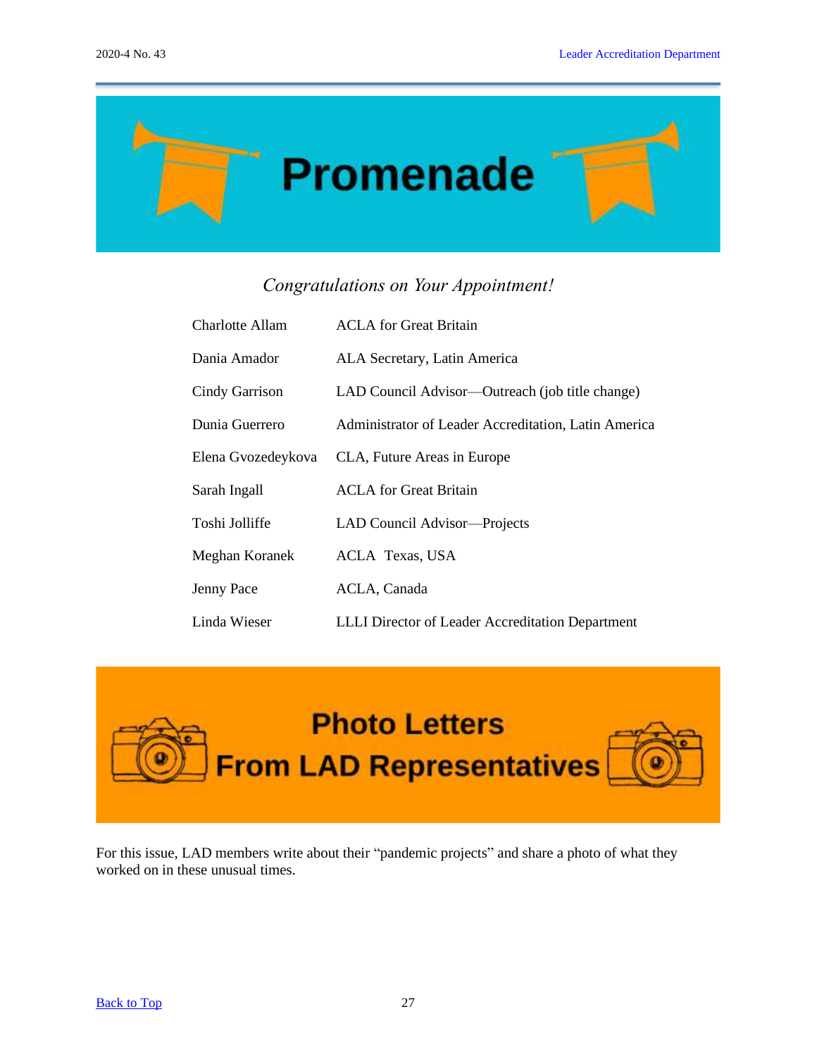# Promenade

*Congratulations on Your Appointment!*

| | |
|---|---|
| Charlotte Allam | ACLA for Great Britain |
| Dania Amador | ALA Secretary, Latin America |
| Cindy Garrison | LAD Council Advisor—Outreach (job title change) |
| Dunia Guerrero | Administrator of Leader Accreditation, Latin America |
| Elena Gvozedeykova | CLA, Future Areas in Europe |
| Sarah Ingall | ACLA for Great Britain |
| Toshi Jolliffe | LAD Council Advisor—Projects |
| Meghan Koranek | ACLA Texas, USA |
| Jenny Pace | ACLA, Canada |
| Linda Wieser | LLLI Director of Leader Accreditation Department |

# Photo Letters From LAD Representatives

For this issue, LAD members write about their "pandemic projects" and share a photo of what they worked on in these unusual times.

[Back to Top]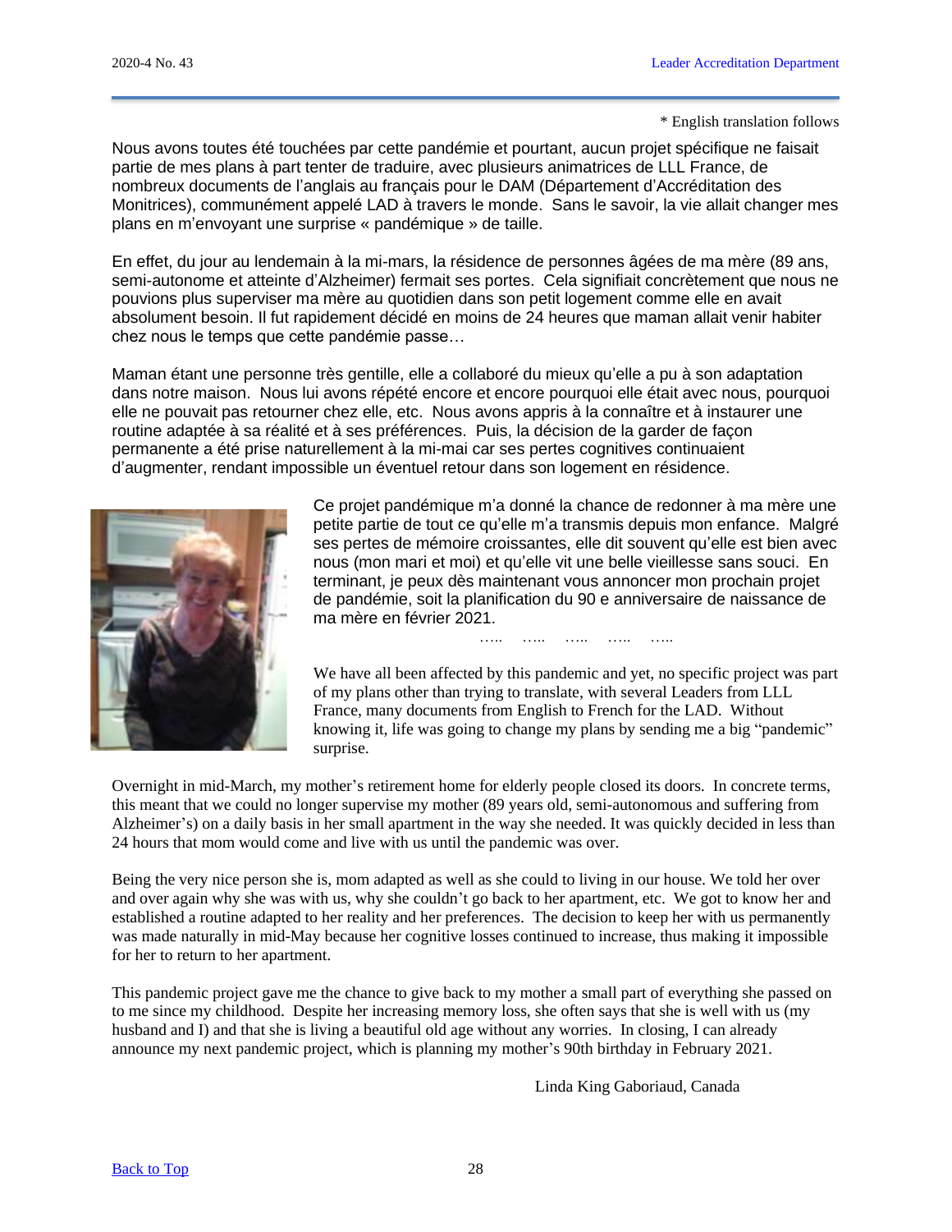\* English translation follows

Nous avons toutes été touchées par cette pandémie et pourtant, aucun projet spécifique ne faisait partie de mes plans à part tenter de traduire, avec plusieurs animatrices de LLL France, de nombreux documents de l'anglais au français pour le DAM (Département d'Accréditation des Monitrices), communément appelé LAD à travers le monde. Sans le savoir, la vie allait changer mes plans en m'envoyant une surprise « pandémique » de taille.

En effet, du jour au lendemain à la mi-mars, la résidence de personnes âgées de ma mère (89 ans, semi-autonome et atteinte d'Alzheimer) fermait ses portes. Cela signifiait concrètement que nous ne pouvions plus superviser ma mère au quotidien dans son petit logement comme elle en avait absolument besoin. Il fut rapidement décidé en moins de 24 heures que maman allait venir habiter chez nous le temps que cette pandémie passe…

Maman étant une personne très gentille, elle a collaboré du mieux qu'elle a pu à son adaptation dans notre maison. Nous lui avons répété encore et encore pourquoi elle était avec nous, pourquoi elle ne pouvait pas retourner chez elle, etc. Nous avons appris à la connaître et à instaurer une routine adaptée à sa réalité et à ses préférences. Puis, la décision de la garder de façon permanente a été prise naturellement à la mi-mai car ses pertes cognitives continuaient d'augmenter, rendant impossible un éventuel retour dans son logement en résidence.

Ce projet pandémique m'a donné la chance de redonner à ma mère une petite partie de tout ce qu'elle m'a transmis depuis mon enfance. Malgré ses pertes de mémoire croissantes, elle dit souvent qu'elle est bien avec nous (mon mari et moi) et qu'elle vit une belle vieillesse sans souci. En terminant, je peux dès maintenant vous annoncer mon prochain projet de pandémie, soit la planification du 90 e anniversaire de naissance de ma mère en février 2021.

….. ….. ….. ….. …..

We have all been affected by this pandemic and yet, no specific project was part of my plans other than trying to translate, with several Leaders from LLL France, many documents from English to French for the LAD. Without knowing it, life was going to change my plans by sending me a big "pandemic" surprise.

Overnight in mid-March, my mother's retirement home for elderly people closed its doors. In concrete terms, this meant that we could no longer supervise my mother (89 years old, semi-autonomous and suffering from Alzheimer's) on a daily basis in her small apartment in the way she needed. It was quickly decided in less than 24 hours that mom would come and live with us until the pandemic was over.

Being the very nice person she is, mom adapted as well as she could to living in our house. We told her over and over again why she was with us, why she couldn't go back to her apartment, etc. We got to know her and established a routine adapted to her reality and her preferences. The decision to keep her with us permanently was made naturally in mid-May because her cognitive losses continued to increase, thus making it impossible for her to return to her apartment.

This pandemic project gave me the chance to give back to my mother a small part of everything she passed on to me since my childhood. Despite her increasing memory loss, she often says that she is well with us (my husband and I) and that she is living a beautiful old age without any worries. In closing, I can already announce my next pandemic project, which is planning my mother's 90th birthday in February 2021.

Linda King Gaboriaud, Canada

[Back to Top](#)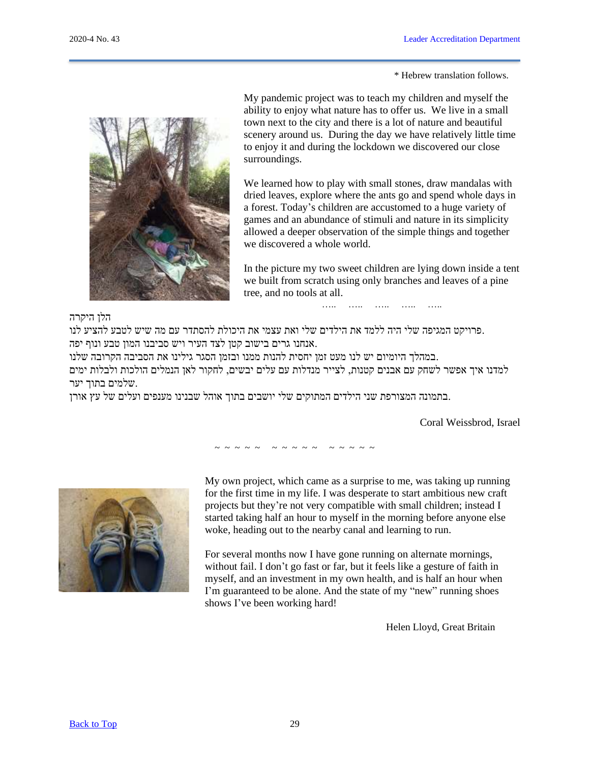\* Hebrew translation follows.

My pandemic project was to teach my children and myself the ability to enjoy what nature has to offer us. We live in a small town next to the city and there is a lot of nature and beautiful scenery around us. During the day we have relatively little time to enjoy it and during the lockdown we discovered our close surroundings.

We learned how to play with small stones, draw mandalas with dried leaves, explore where the ants go and spend whole days in a forest. Today's children are accustomed to a huge variety of games and an abundance of stimuli and nature in its simplicity allowed a deeper observation of the simple things and together we discovered a whole world.

In the picture my two sweet children are lying down inside a tent we built from scratch using only branches and leaves of a pine tree, and no tools at all.

….. ….. ….. ….. …..

הלן היקרה

פרויקט המגיפה שלי היה ללמד את הילדים שלי ואת עצמי את היכולת להסתדר עם מה שיש לטבע להציע לנו.

אנחנו גרים בישוב קטן לצד העיר ויש סביבנו המון טבע ונוף יפה.

במהלך היומיום יש לנו מעט זמן יחסית להנות ממנו ובזמן הסגר גילינו את הסביבה הקרובה שלנו.

למדנו איך אפשר לשחק עם אבנים קטנות, לצייר מנדלות עם עלים יבשים, לחקור לאן הנמלים הולכות ולבלות ימים שלמים בתוך יער.

בתמונה המצורפת שני הילדים המתוקים שלי יושבים בתוך אוהל שבנינו מענפים ועלים של עץ אורן.

Coral Weissbrod, Israel

~ ~ ~ ~ ~ ~ ~ ~ ~ ~ ~ ~ ~ ~ ~

My own project, which came as a surprise to me, was taking up running for the first time in my life. I was desperate to start ambitious new craft projects but they're not very compatible with small children; instead I started taking half an hour to myself in the morning before anyone else woke, heading out to the nearby canal and learning to run.

For several months now I have gone running on alternate mornings, without fail. I don't go fast or far, but it feels like a gesture of faith in myself, and an investment in my own health, and is half an hour when I'm guaranteed to be alone. And the state of my "new" running shoes shows I've been working hard!

Helen Lloyd, Great Britain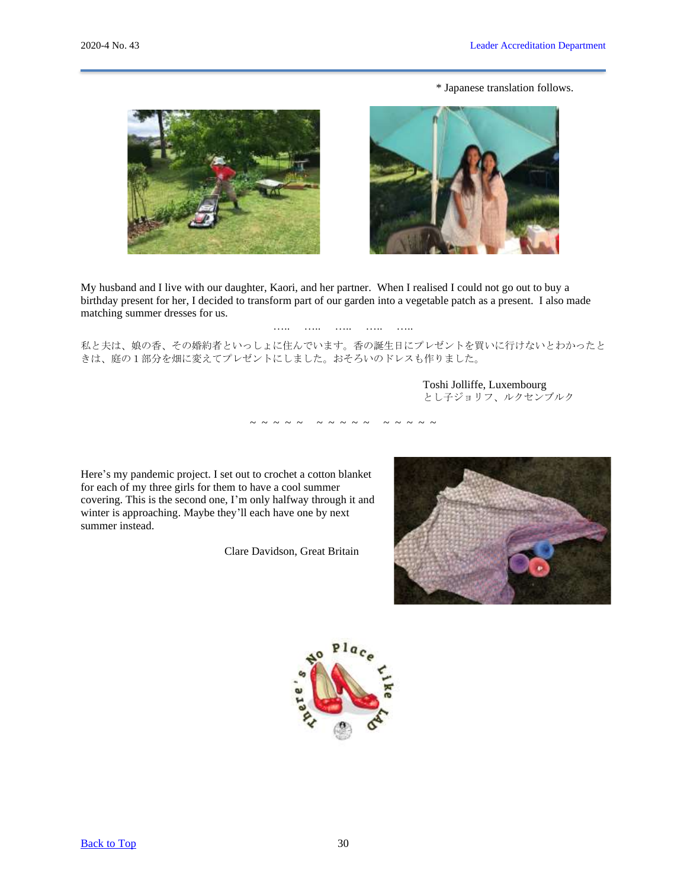* Japanese translation follows.

My husband and I live with our daughter, Kaori, and her partner.  When I realised I could not go out to buy a birthday present for her, I decided to transform part of our garden into a vegetable patch as a present.  I also made matching summer dresses for us.

…..   …..   …..   …..   …..

私と夫は、娘の香、その婚約者といっしょに住んでいます。香の誕生日にプレゼントを買いに行けないとわかったときは、庭の１部分を畑に変えてプレゼントにしました。おそろいのドレスも作りました。

Toshi Jolliffe, Luxembourg
とし子ジョリフ、ルクセンブルク

~ ~ ~ ~ ~   ~ ~ ~ ~ ~   ~ ~ ~ ~ ~

Here's my pandemic project. I set out to crochet a cotton blanket for each of my three girls for them to have a cool summer covering. This is the second one, I'm only halfway through it and winter is approaching. Maybe they'll each have one by next summer instead.

Clare Davidson, Great Britain

There's No Place Like LAD

Back to Top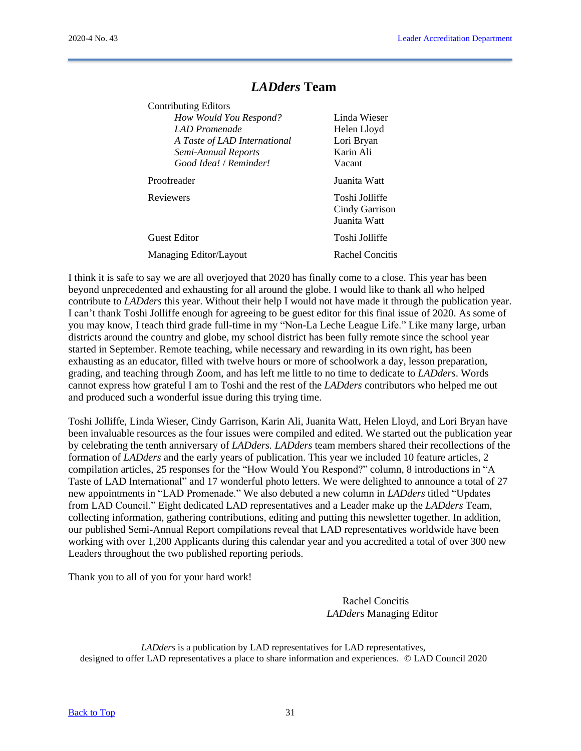## *LADders* Team

| | |
|---|---|
| Contributing Editors | |
| *How Would You Respond?* | Linda Wieser |
| *LAD Promenade* | Helen Lloyd |
| *A Taste of LAD International* | Lori Bryan |
| *Semi-Annual Reports* | Karin Ali |
| *Good Idea! / Reminder!* | Vacant |
| Proofreader | Juanita Watt |
| Reviewers | Toshi Jolliffe<br>Cindy Garrison<br>Juanita Watt |
| Guest Editor | Toshi Jolliffe |
| Managing Editor/Layout | Rachel Concitis |

I think it is safe to say we are all overjoyed that 2020 has finally come to a close. This year has been beyond unprecedented and exhausting for all around the globe. I would like to thank all who helped contribute to *LADders* this year. Without their help I would not have made it through the publication year. I can't thank Toshi Jolliffe enough for agreeing to be guest editor for this final issue of 2020. As some of you may know, I teach third grade full-time in my "Non-La Leche League Life." Like many large, urban districts around the country and globe, my school district has been fully remote since the school year started in September. Remote teaching, while necessary and rewarding in its own right, has been exhausting as an educator, filled with twelve hours or more of schoolwork a day, lesson preparation, grading, and teaching through Zoom, and has left me little to no time to dedicate to *LADders*. Words cannot express how grateful I am to Toshi and the rest of the *LADders* contributors who helped me out and produced such a wonderful issue during this trying time.

Toshi Jolliffe, Linda Wieser, Cindy Garrison, Karin Ali, Juanita Watt, Helen Lloyd, and Lori Bryan have been invaluable resources as the four issues were compiled and edited. We started out the publication year by celebrating the tenth anniversary of *LADders. LADders* team members shared their recollections of the formation of *LADders* and the early years of publication. This year we included 10 feature articles, 2 compilation articles, 25 responses for the "How Would You Respond?" column, 8 introductions in "A Taste of LAD International" and 17 wonderful photo letters. We were delighted to announce a total of 27 new appointments in "LAD Promenade." We also debuted a new column in *LADders* titled "Updates from LAD Council." Eight dedicated LAD representatives and a Leader make up the *LADders* Team, collecting information, gathering contributions, editing and putting this newsletter together. In addition, our published Semi-Annual Report compilations reveal that LAD representatives worldwide have been working with over 1,200 Applicants during this calendar year and you accredited a total of over 300 new Leaders throughout the two published reporting periods.

Thank you to all of you for your hard work!

Rachel Concitis
*LADders* Managing Editor

*LADders* is a publication by LAD representatives for LAD representatives, designed to offer LAD representatives a place to share information and experiences. © LAD Council 2020

Back to Top